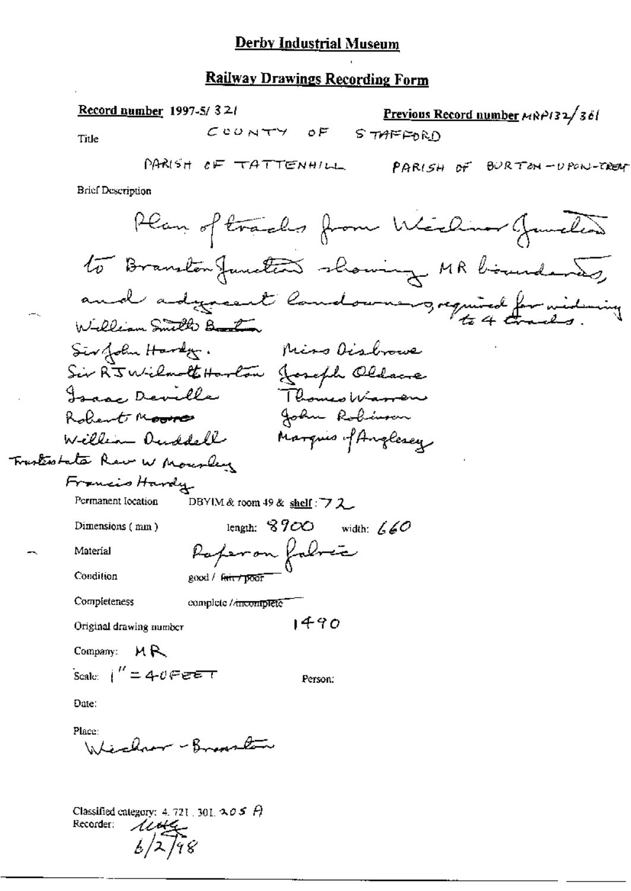# Derby Industrial Museum

## Railway Drawings Recording Form

**Record number** 1997-5/ 321

**Previous Record number** MRP132/361

Title

COUNTY OF STAFFORD

PARISH OF TATTENHILL    PARISH OF BURTON-UPON-TRENT

Brief Description

Plan of tracks from Wichnor Junction to Branston Junction showing MR boundaries, and adjacent landowners required for widening to 4 tracks.

William Smith Burton

Sir John Hardy.    Miss Disbrowe

Sir R J Wilmott Horton    Joseph Oldacre

Isaac Deville    Thomas Warren

Robert Moore    John Robinson

William Duddell    Marquis of Anglesey

Trustees late Rev W Mousley

Francis Hardy

Permanent location    DBYIM & room 49 & shelf : 72

Dimensions ( mm )    length: 8900    width: 660

Material    Paper on fabric

Condition    good / ~~fair / poor~~

Completeness    complete / ~~incomplete~~

Original drawing number    1490

Company: MR

Scale: 1" = 40FEET    Person:

Date:

Place:
Wichnor - Branston

Classified category: 4. 721 . 301. 205 A
Recorder: [initials]
6/2/98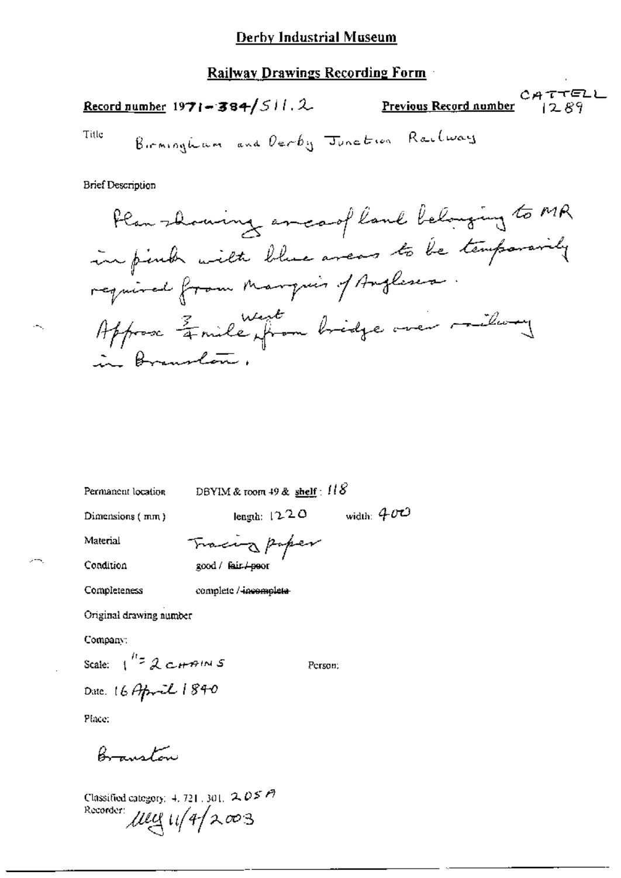# Derby Industrial Museum

## Railway Drawings Recording Form

**Record number** 1971-384/511.2 **Previous Record number** CATTELL 1289

Title: Birmingham and Derby Junction Railway

Brief Description

Plan showing area of land belonging to MR in pink with blue areas to be temporarily required from Marquis of Anglesea.
Approx 3/4 mile west from bridge over railway in Branston.

Permanent location: DBYIM & room 49 & **shelf**: 118

Dimensions (mm): length: 1220 width: 400

Material: Tracing paper

Condition: good / ~~fair / poor~~

Completeness: complete / ~~incomplete~~

Original drawing number

Company:

Scale: 1" = 2 CHAINS Person:

Date: 16 April 1840

Place:

Branston

Classified category: 4.721.301. 205A

Recorder: MEG 11/4/2003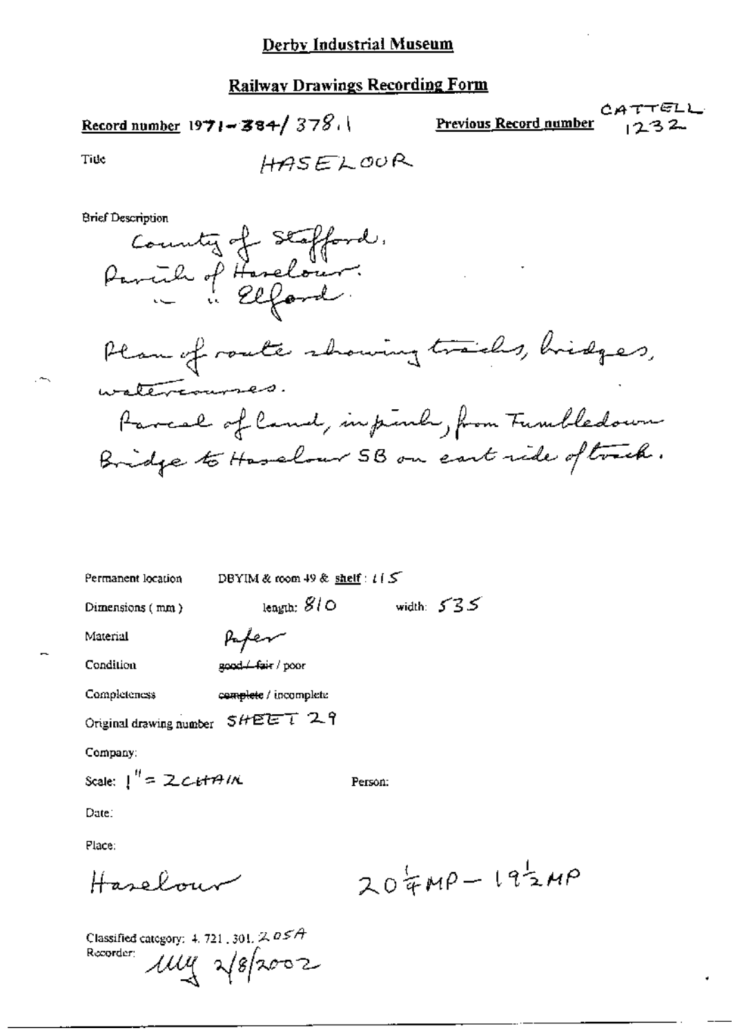# Derby Industrial Museum

## Railway Drawings Recording Form

**Record number** 1971-384/378.1

**Previous Record number** CATTELL 1232

Title: HASELOUR

Brief Description

County of Stafford.
Parish of Haselour.
" " Elford.

Plan of route showing tracks, bridges, watercourses.

Parcel of land, in pink, from Tumbledown Bridge to Haselour SB on east side of track.

Permanent location: DBYIM & room 49 & shelf: 115

Dimensions (mm): length: 810 width: 535

Material: Paper

Condition: ~~good / fair~~ / poor

Completeness: ~~complete~~ / incomplete

Original drawing number: SHEET 29

Company:

Scale: 1" = 2 CHAIN

Person:

Date:

Place:

Haselour $20\frac{1}{4}$MP – $19\frac{1}{2}$MP

Classified category: 4. 721. 301. 205A

Recorder: MM 2/8/2002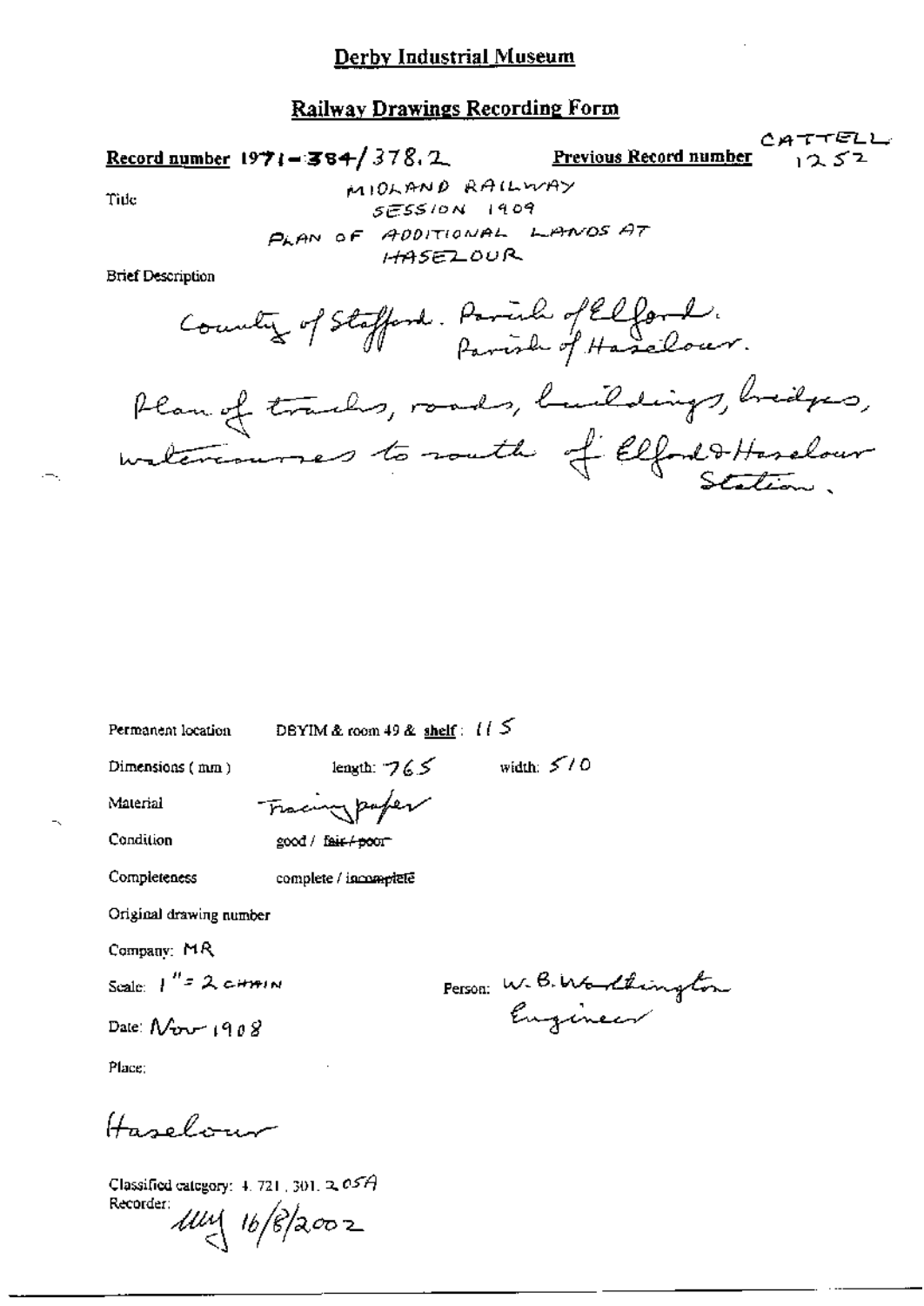# Derby Industrial Museum

## Railway Drawings Recording Form

**Record number** 1971-384/378.2 **Previous Record number** CATTELL 1252

Title: MIDLAND RAILWAY SESSION 1909 PLAN OF ADDITIONAL LANDS AT HASELOUR

Brief Description

County of Stafford. Parish of Elford. Parish of Haselour.

Plan of tracks, roads, buildings, bridges, watercourses to south of Elford & Haselour Station.

Permanent location: DBYIM & room 49 & **shelf**: 115

Dimensions (mm): length: 765 width: 510

Material: Tracing paper

Condition: good / ~~fair / poor~~

Completeness: complete / ~~incomplete~~

Original drawing number

Company: MR

Scale: 1" = 2 CHAIN

Person: W. B. Worthington Engineer

Date: Nov 1908

Place:

Haselour

Classified category: 4.721, 301, 2.05A

Recorder: MW 16/8/2002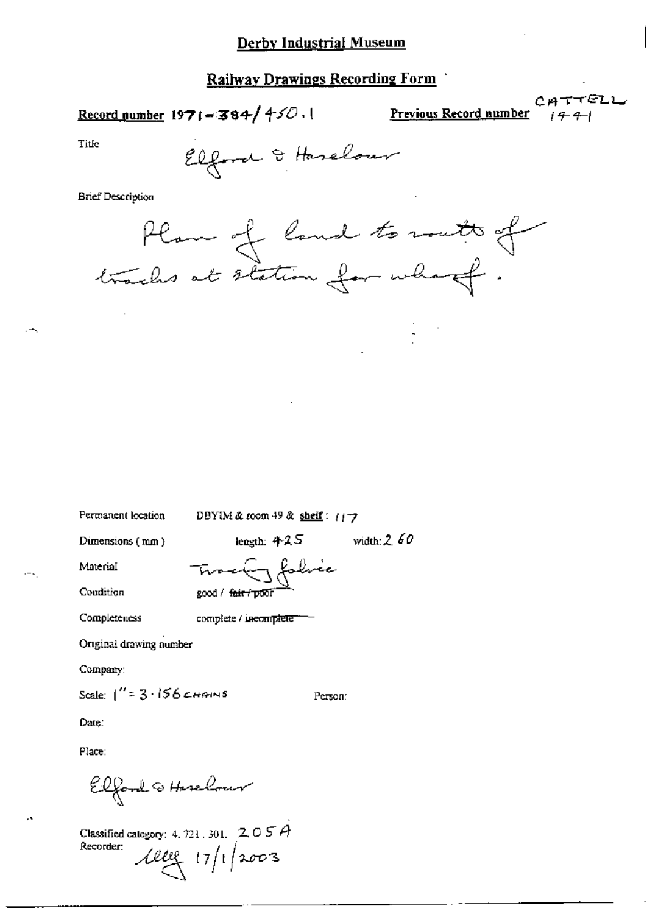# Derby Industrial Museum

## Railway Drawings Recording Form

**Record number** 1971-384/450.1

**Previous Record number** CATTELL 1441

Title

Elford & Haselour

Brief Description

Plan of land to south of tracks at station for wharf.

Permanent location DBYIM & room 49 & **shelf**: 117

Dimensions (mm) length: 425 width: 260

Material Tracing fabric

Condition good / ~~fair / poor~~

Completeness complete / ~~incomplete~~

Original drawing number

Company:

Scale: 1" = 3.156 CHAINS Person:

Date:

Place:

Elford & Haselour

Classified category: 4. 721. 301. 205A

Recorder: [signature] 17/1/2003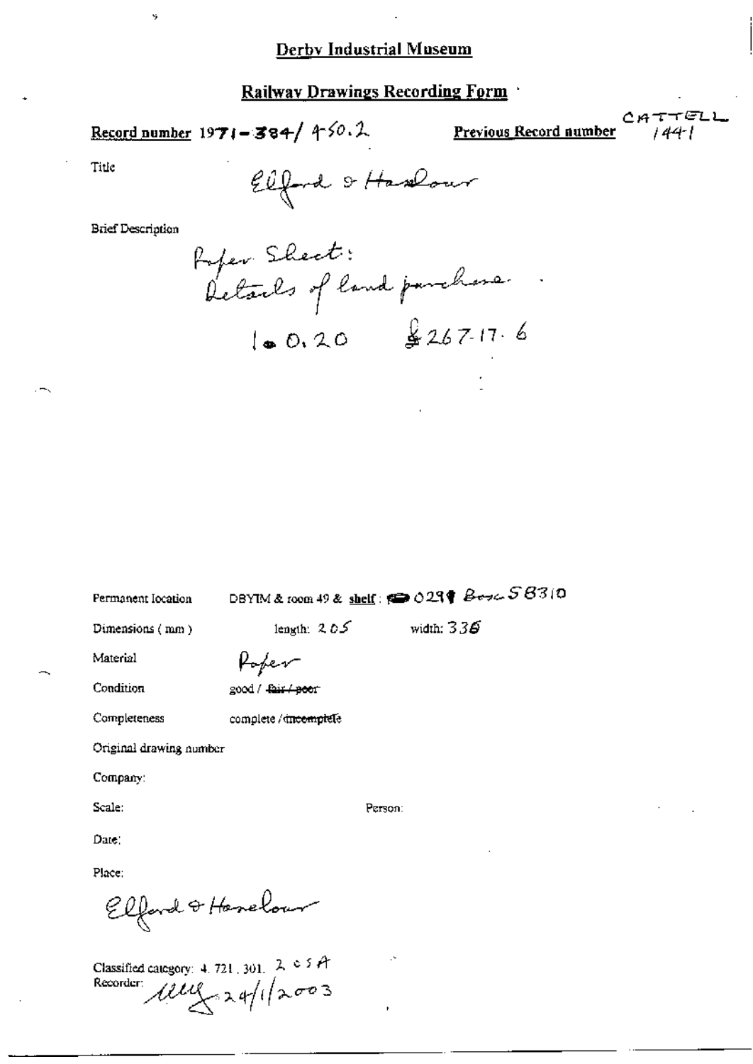## Derby Industrial Museum

## Railway Drawings Recording Form

**Record number** 1971-384/ 450.2

**Previous Record number** CATTELL 1441

Title

Elford & Haselour

Brief Description

Paper Sheet:
Details of land purchase.
1 0.20 £267-17-6

Permanent location: DBYIM & room 49 & shelf: 0291 Box SB310

Dimensions (mm): length: 205 width: 336

Material: Paper

Condition: good / ~~fair / poor~~

Completeness: complete / ~~incomplete~~

Original drawing number

Company:

Scale: Person:

Date:

Place:

Elford & Haselour

Classified category: 4. 721. 301. 205A

Recorder: [signature] 24/1/2003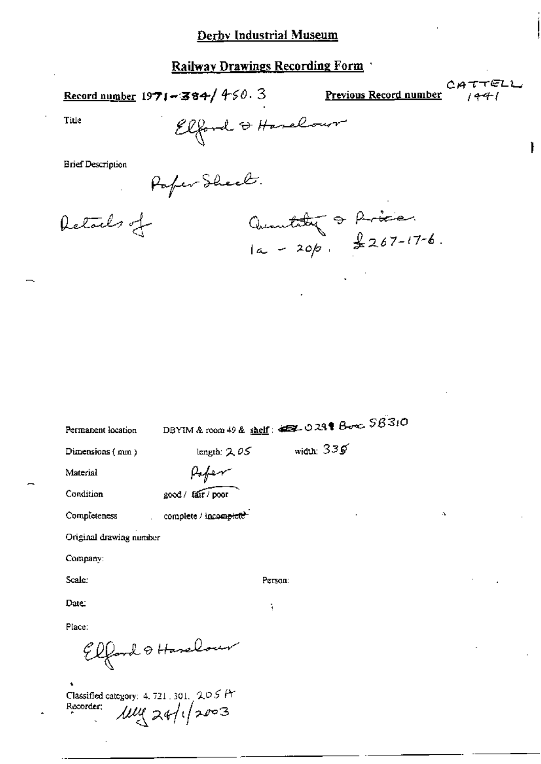# Derby Industrial Museum

## Railway Drawings Recording Form

**Record number** 1971-384/450.3 **Previous Record number** CATTELL 1441

Title

Elford & Haselour

Brief Description

Paper Sheet.

Details of Quantity & Price
1a - 20p. £267-17-6.

Permanent location DBYIM & room 49 & **shelf**: 0291 Box SB310

Dimensions (mm) length: 205 width: 335

Material Paper

Condition good / fair / poor

Completeness complete / ~~incomplete~~

Original drawing number

Company:

Scale: Person:

Date:

Place:

Elford & Haselour

Classified category: 4. 721. 301. 205A

Recorder: [initials] 24/1/2003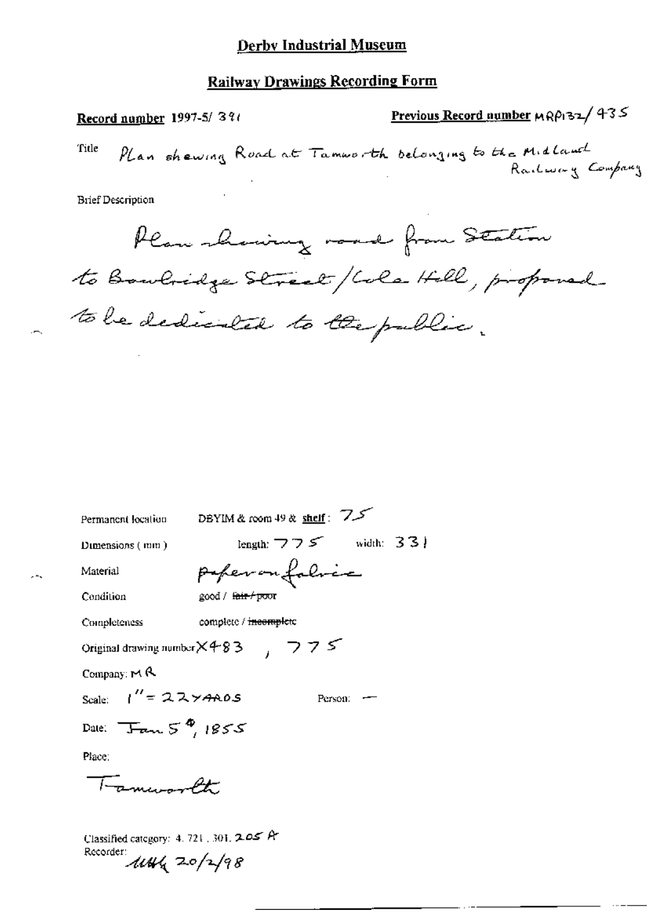# Derby Industrial Museum

## Railway Drawings Recording Form

**Record number** 1997-5/ 391

**Previous Record number** MRP132/ 435

Title: Plan shewing Road at Tamworth belonging to the Midland Railway Company

Brief Description

Plan showing road from Station to Bowbridge Street / Cole Hill, proposed to be dedicated to the public.

Permanent location: DBYIM & room 49 & **shelf**: 75

Dimensions (mm): length: 775 width: 331

Material: paper on fabric

Condition: good / ~~fair / poor~~

Completeness: complete / ~~incomplete~~

Original drawing number X483 , 775

Company: MR

Scale: 1" = 22 YARDS

Person: —

Date: Jan 5th, 1855

Place:

Tamworth

Classified category: 4. 721 . 301. 205 A

Recorder: MHG 20/2/98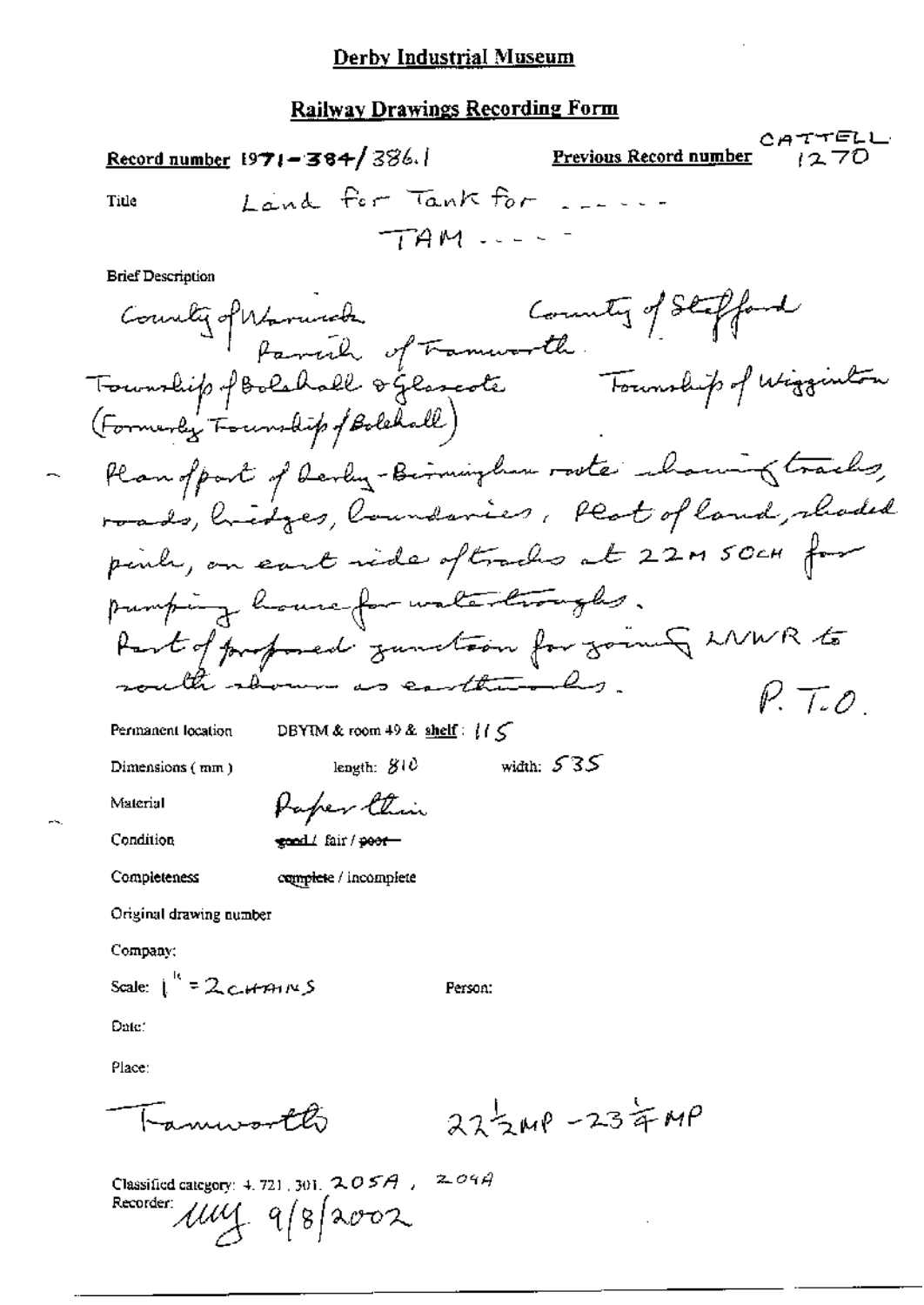# Derby Industrial Museum

## Railway Drawings Recording Form

**Record number** 1971-384/386.1

**Previous Record number** CATTELL 1270

**Title** Land for Tank for ......

TAM .....

**Brief Description**

County of Warwick  County of Stafford

Parish of Tamworth

Township of Bolehall & Glascote  Township of Wigginton

(Formerly Township of Bolehall)

Plan of part of Derby-Birmingham route showing tracks, roads, bridges, boundaries, Plot of land, shaded pink, on east side of tracks at 22M 50CH for pumping house for water troughs.

Part of proposed junction for joining LNWR to south shown as earthworks.

P.T.O.

**Permanent location** DBYIM & room 49 & shelf: 115

**Dimensions (mm)** length: 810  width: 535

**Material** Paper thin

**Condition** ~~good~~ / fair / ~~poor~~

**Completeness** complete / incomplete

**Original drawing number**

**Company:**

**Scale:** 1" = 2 CHAINS

**Person:**

**Date:**

**Place:**

Tamworth  22½MP - 23¼MP

Classified category: 4.721.301. 205A, 204A

Recorder: MM 9/8/2002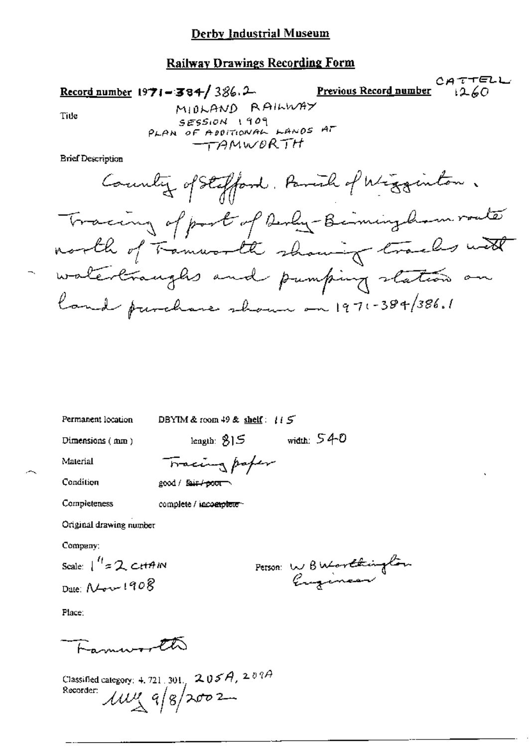# Derby Industrial Museum

## Railway Drawings Recording Form

**Record number** 1971-384/386.2 **Previous Record number** CATTELL 1260

Title

MIDLAND RAILWAY
SESSION 1909
PLAN OF ADDITIONAL LANDS AT
TAMWORTH

Brief Description

County of Stafford. Parish of Wigginton. Tracing of part of Derby-Birmingham route north of Tamworth showing tracks with watertroughs and pumping station on land purchase shown on 1971-384/386.1

Permanent location DBYIM & room 49 & shelf: 115

Dimensions (mm) length: 815 width: 540

Material Tracing paper

Condition good / ~~fair / poor~~

Completeness complete / ~~incomplete~~

Original drawing number

Company:

Scale: 1" = 2 CHAIN

Person: W B Worthington Engineer

Date: Nov 1908

Place:

Tamworth

Classified category: 4. 721. 301. 205A, 209A

Recorder: MM 9/8/2002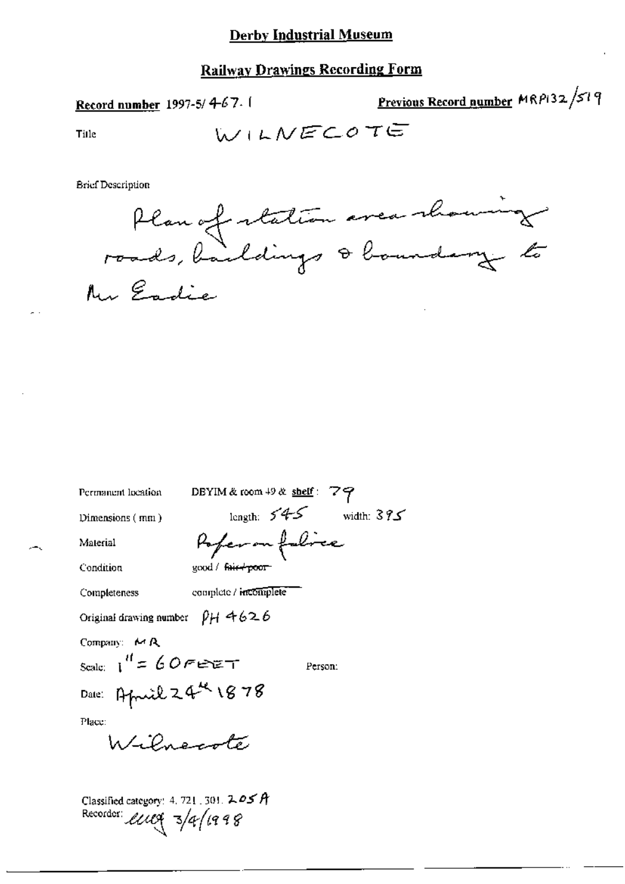# Derby Industrial Museum

## Railway Drawings Recording Form

**Record number** 1997-5/467.1

**Previous Record number** MRP132/519

Title WILNECOTE

Brief Description

Plan of station area showing roads, buildings & boundary to Mr Eadie

Permanent location DBYIM & room 49 & **shelf**: 79

Dimensions (mm) length: 545 width: 395

Material Paper on fabric

Condition good / ~~fair / poor~~

Completeness complete / ~~incomplete~~

Original drawing number PH 4626

Company: MR

Scale: 1" = 60 FEET

Person:

Date: April 24th 1878

Place:

Wilnecote

Classified category: 4.721.301.205A

Recorder: eucq 3/4/1998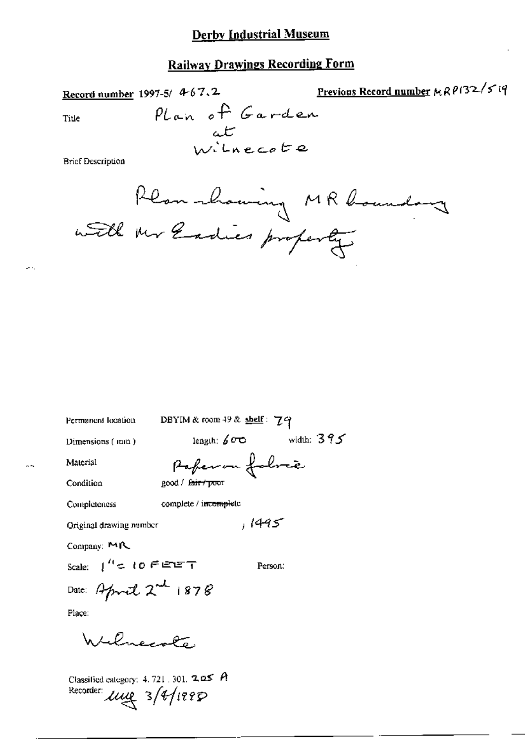# Derby Industrial Museum

## Railway Drawings Recording Form

**Record number** 1997-5/ 467.2

**Previous Record number** MRP132/519

Title: Plan of Garden at Wilnecote

Brief Description:

Plan showing MR boundary with Mr Eadie's property

Permanent location: DBYIM & room 49 & shelf: 79

Dimensions (mm): length: 600 width: 395

Material: Paper on fabric

Condition: good / ~~fair / poor~~

Completeness: complete / ~~incomplete~~

Original drawing number: , 1495

Company: MR

Scale: 1" = 10 FEET

Person:

Date: April 2nd 1878

Place:

Wilnecote

Classified category: 4. 721. 301. 205 A

Recorder: lmg 3/4/1998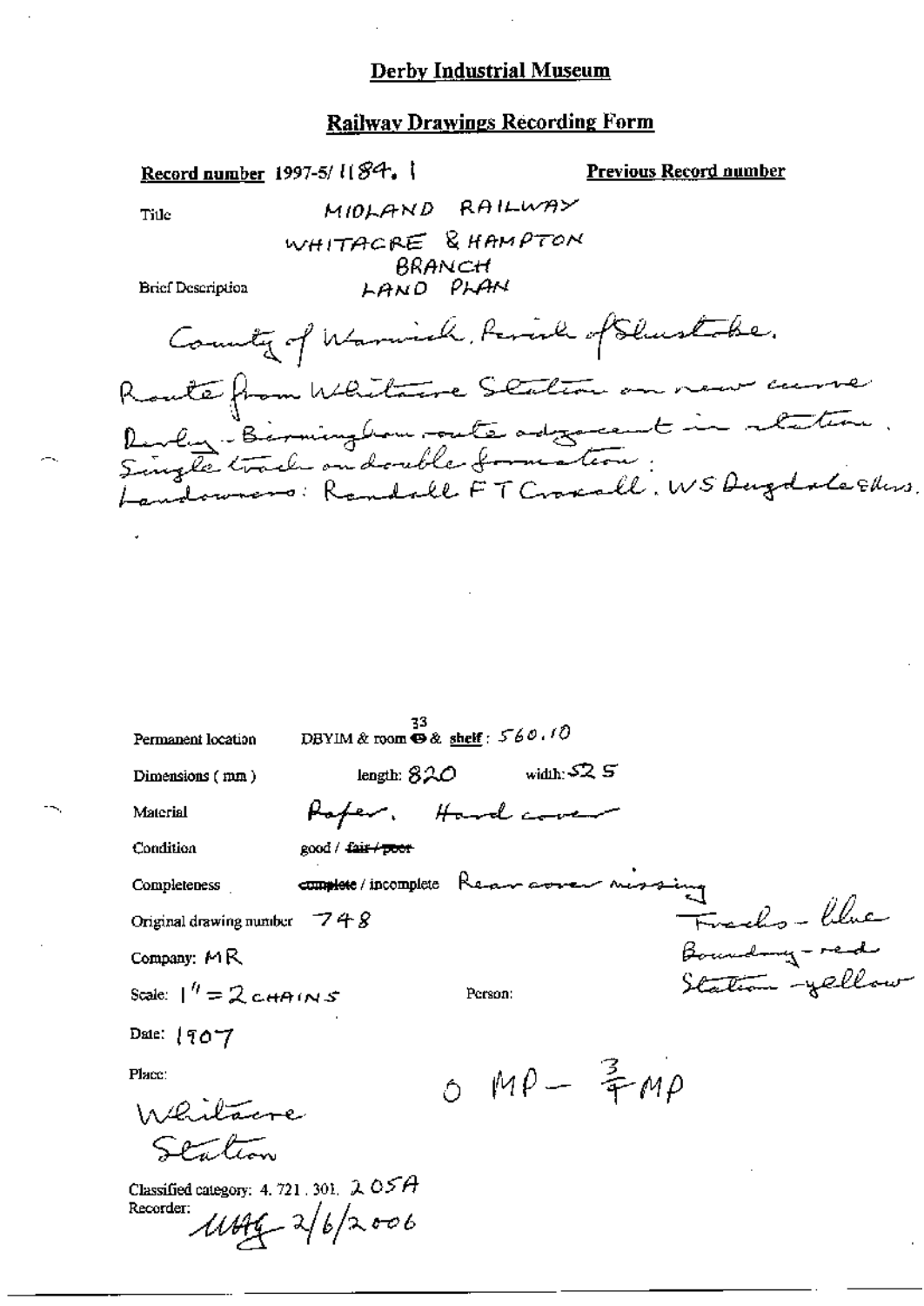# Derby Industrial Museum

## Railway Drawings Recording Form

**Record number** 1997-5/ 1184. 1

**Previous Record number**

Title: MIDLAND RAILWAY WHITACRE & HAMPTON BRANCH LAND PLAN

Brief Description:

County of Warwick, Parish of Shustoke.
Route from Whitacre Station on new curve Derby - Birmingham route adjacent in station.
Single track on double formation:
Landowners: Randall F T Croxall. W S Dugdale & others.

Permanent location: DBYIM & room 33 & shelf: 560.10

Dimensions (mm): length: 820 width: 525

Material: Paper. Hard cover

Condition: good / ~~fair / poor~~

Completeness: ~~complete~~ / incomplete Rear cover missing

Original drawing number: 748

Company: MR

Scale: 1" = 2 CHAINS

Person:

Date: 1907

Place: Whitacre Station

0 MP – 3/4 MP

Tracks - blue
Boundary - red
Station - yellow

Classified category: 4. 721. 301. 205A

Recorder: MHG 2/6/2006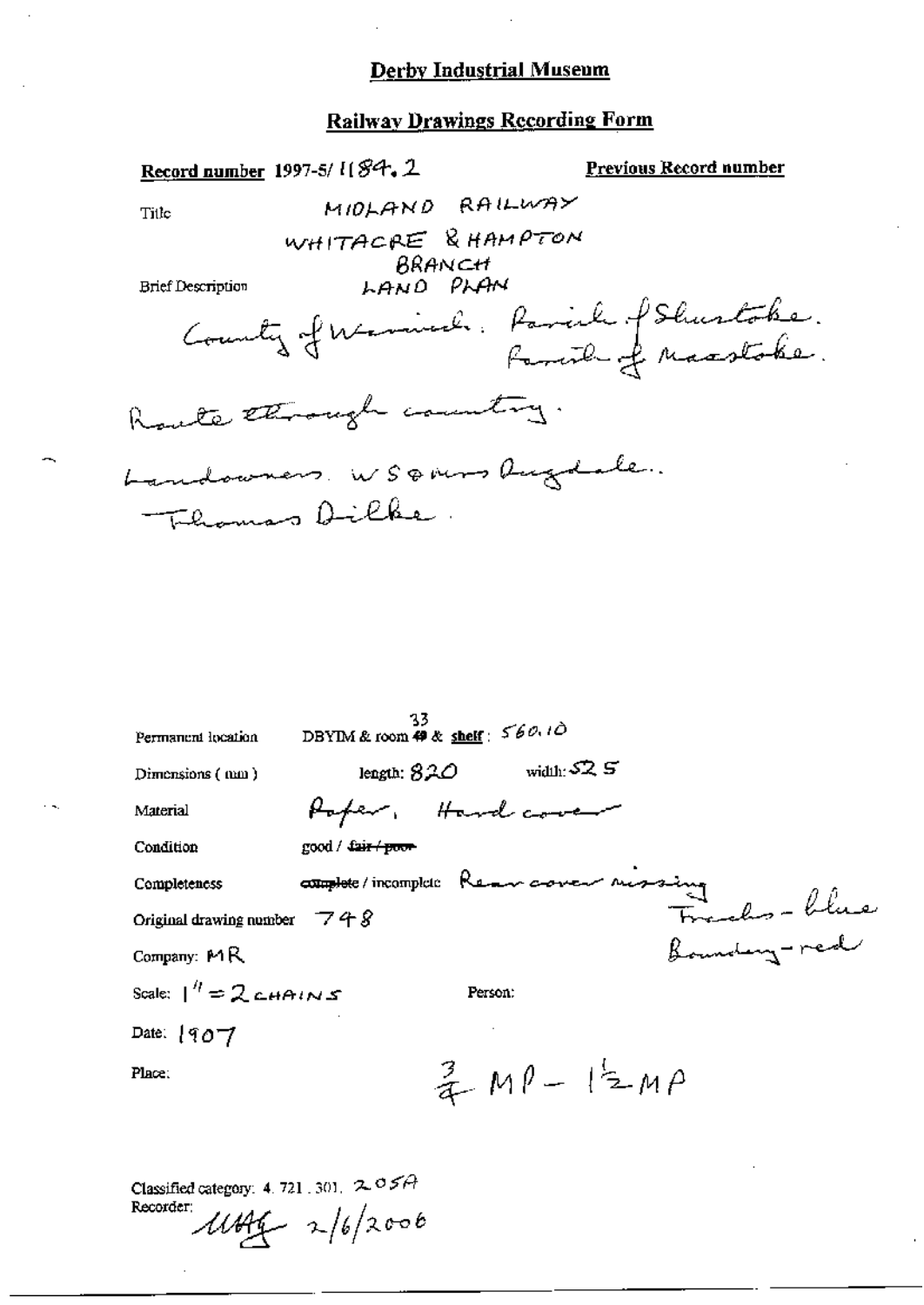# Derby Industrial Museum

## Railway Drawings Recording Form

**Record number** 1997-5/ 1184.2

**Previous Record number**

Title: MIDLAND RAILWAY

WHITACRE & HAMPTON BRANCH

Brief Description: LAND PLAN

County of Warwick. Parish of Shustoke. Parish of Maxstoke.

Route through country.

Landowners. W S Dugdale.. Thomas Dilke.

Permanent location: DBYIM & room ~~49~~ 33 & **shelf**: 560.10

Dimensions (mm): length: 820 width: 525

Material: Paper, Hard cover

Condition: good / ~~fair / poor~~

Completeness: ~~complete~~ / incomplete Rear cover missing

Tracks - blue

Boundary - red

Original drawing number: 748

Company: MR

Scale: 1" = 2 CHAINS

Person:

Date: 1907

Place: $\frac{3}{4}$ MP – $1\frac{1}{2}$ MP

Classified category: 4. 721. 301. 205A

Recorder: MAG 2/6/2006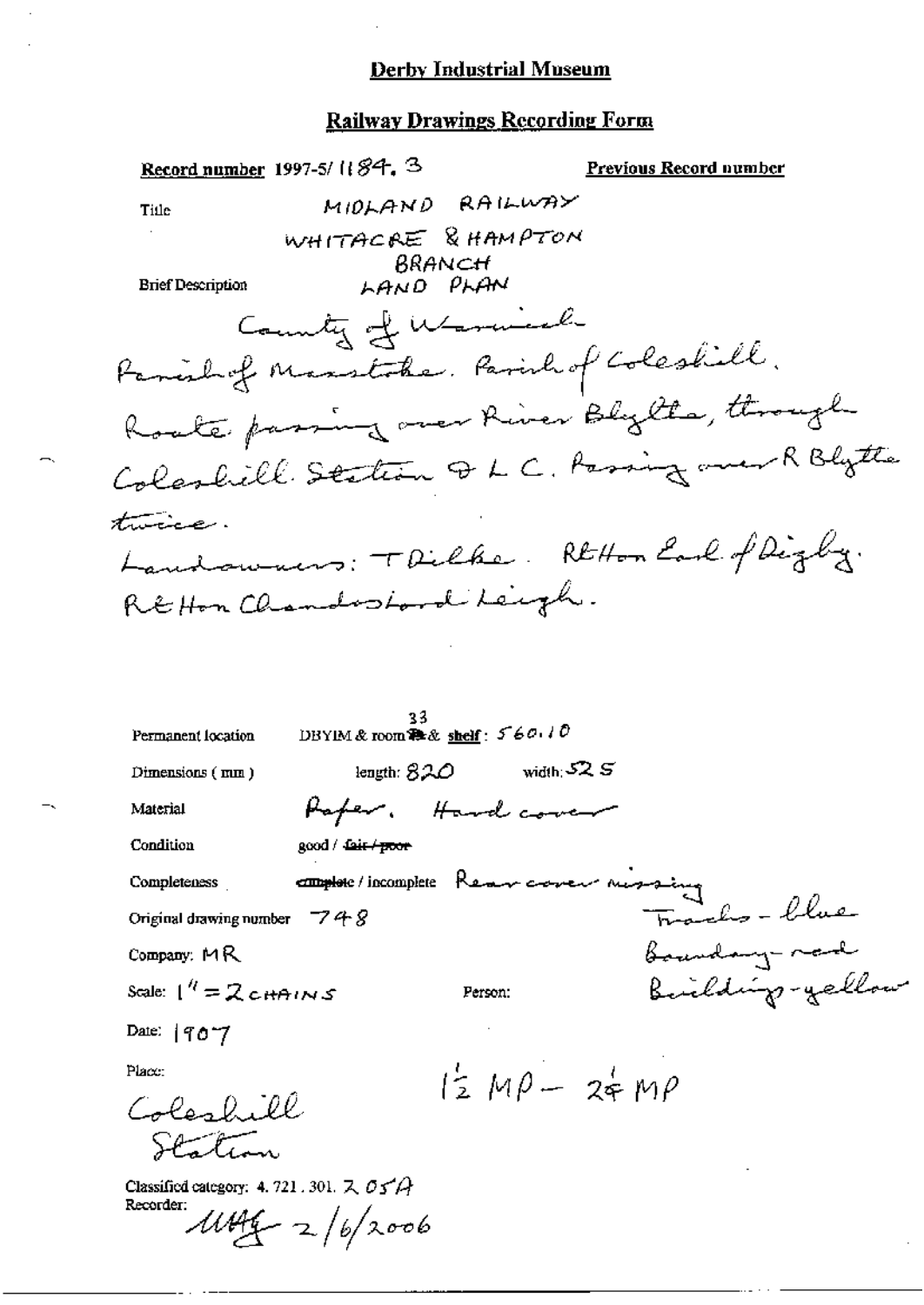**Derby Industrial Museum**

**Railway Drawings Recording Form**

**Record number** 1997-5/ 1184. 3 **Previous Record number**

Title: MIDLAND RAILWAY

WHITACRE & HAMPTON BRANCH LAND PLAN

Brief Description:

County of Warwick

Parish of Maxstoke. Parish of Coleshill.

Route passing over River Blythe, through Coleshill Station & L C. Passing over R Blythe twice.

Landowners: T Dilke. Rt Hon Earl of Digby. Rt Hon Chandos Lord Leigh.

Permanent location: DBYIM & room 33 & shelf: 560.10

Dimensions (mm): length: 820 width: 525

Material: Paper. Hard cover

Condition: good / ~~fair / poor~~

Completeness: ~~complete~~ / incomplete Rear cover missing

Original drawing number: 748

Company: MR

Scale: 1" = 2 CHAINS

Person:

Tracks - blue

Boundary - red

Buildings - yellow

Date: 1907

Place: Coleshill Station

1½ MP – 2¼ MP

Classified category: 4. 721. 301. 2.05A

Recorder: MHG 2/6/2006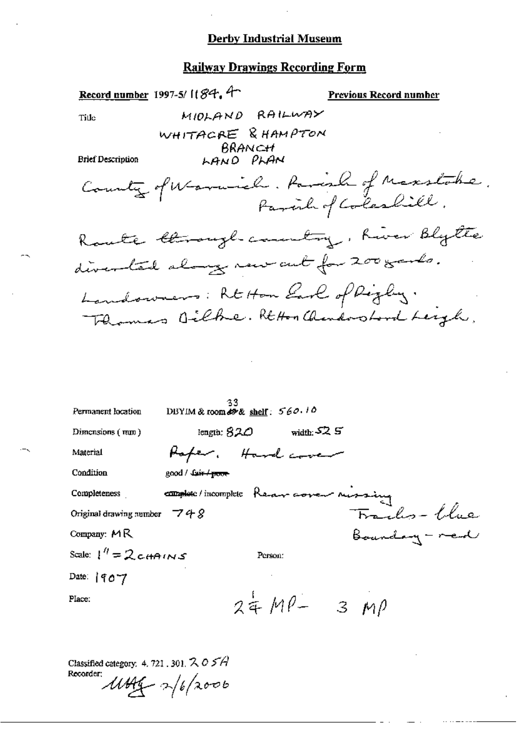**Derby Industrial Museum**

**Railway Drawings Recording Form**

**Record number** 1997-5/ 1184.4 **Previous Record number**

Title MIDLAND RAILWAY

WHITACRE & HAMPTON BRANCH

**Brief Description** LAND PLAN

County of Warwick. Parish of Maxstoke. Parish of Coleshill.

Route through country. River Blythe diverted along new cut for 200 yards.

Landowners: Rt Hon Earl of Digby. Thomas Bilbie. Rt Hon Chandos Lord Leigh.

Permanent location DBYIM & room 33 & shelf: 560.10

Dimensions (mm) length: 820 width: 525

Material Paper. Hard cover

Condition good / ~~fair / poor~~

Completeness complete / incomplete Rear cover missing

Original drawing number 748

Tracks - blue

Boundary - red

Company: MR

Scale: 1" = 2 CHAINS

Person:

Date: 1907

Place:

$2\frac{1}{4}$ MP - 3 MP

Classified category: 4. 721. 301. 205A

Recorder: MAG 2/6/2006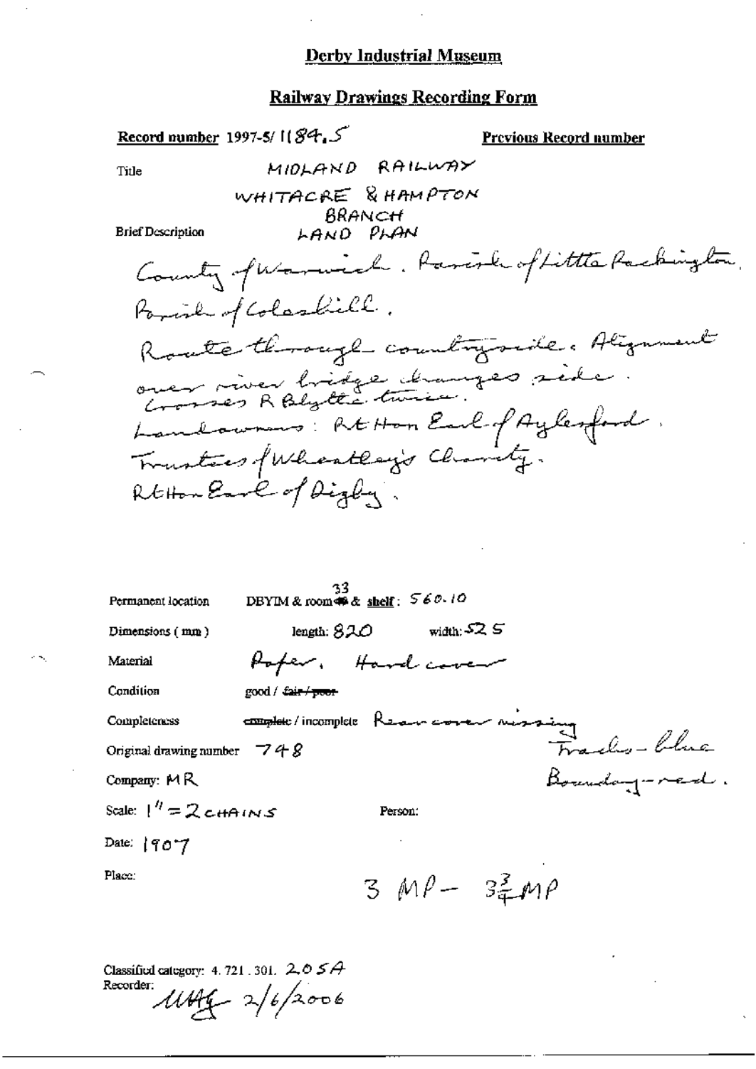# Derby Industrial Museum

## Railway Drawings Recording Form

**Record number** 1997-5/ 1184.5

**Previous Record number**

Title: MIDLAND RAILWAY WHITACRE & HAMPTON BRANCH LAND PLAN

Brief Description: County of Warwick. Parish of Little Packington, Parish of Coleshill.
Route through countryside. Alignment over river bridge changes side. Crosses R Blythe twice.
Landowners: Rt Hon Earl of Aylesford. Trustees of Wheatley's Charity. Rt Hon Earl of Digby.

Permanent location: DBYIM & room 33 & shelf: 560.10

Dimensions (mm): length: 820 width: 525

Material: Paper, Hard cover

Condition: good / ~~fair / poor~~

Completeness: ~~complete~~ / incomplete Rear cover missing

Original drawing number: 748

Tracks - blue
Boundary - red.

Company: MR

Scale: 1" = 2 CHAINS

Person:

Date: 1907

Place:

3 MP – $3\frac{3}{4}$ MP

Classified category: 4.721.301. 205A

Recorder: MAG 2/6/2006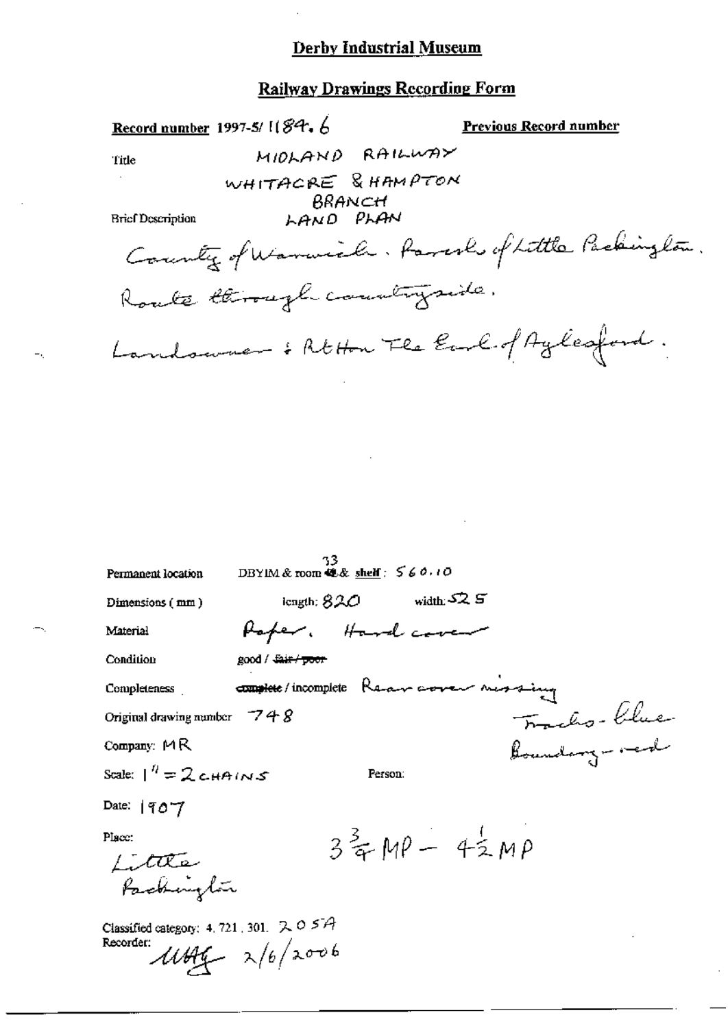# Derby Industrial Museum

## Railway Drawings Recording Form

**Record number** 1997-5/ 1189.6

**Previous Record number**

Title: MIDLAND RAILWAY
WHITACRE & HAMPTON BRANCH
LAND PLAN

Brief Description:
County of Warwick. Parish of Little Packington.
Route through countryside.
Landowner : RtHon The Earl of Aylesford.

Permanent location: DBYIM & room 33 & shelf: 560.10

Dimensions (mm): length: 820 width: 525

Material: Paper. Hard cover

Condition: good / ~~fair / poor~~

Completeness: ~~complete~~ / incomplete Rear cover missing

Original drawing number: 748

Tracks - blue
Boundary - red

Company: MR

Scale: 1" = 2 CHAINS

Person:

Date: 1907

Place:
Little Packington

$3\frac{3}{4}$ MP – $4\frac{1}{2}$ MP

Classified category: 4. 721. 301. 205A

Recorder: MAG 2/6/2006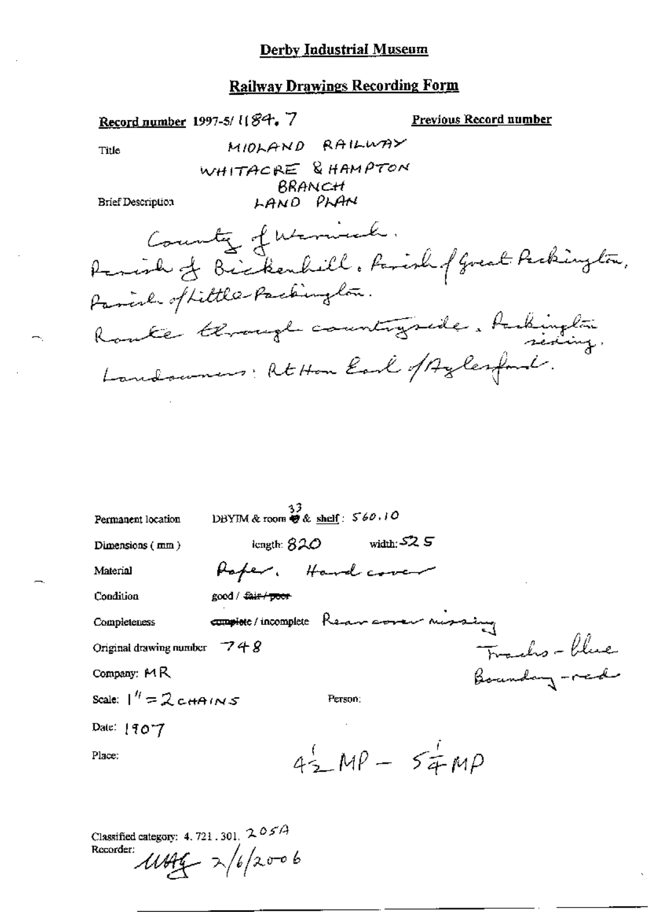# Derby Industrial Museum

## Railway Drawings Recording Form

**Record number** 1997-5/ 1184. 7

**Previous Record number**

Title: MIDLAND RAILWAY WHITACRE & HAMPTON BRANCH LAND PLAN

Brief Description:

County of Warwick.
Parish of Bickenhill. Parish of Great Packington,
Parish of Little Packington.
Route through countryside. Packington siding.
Landowners: Rt Hon Earl of Aylesford.

Permanent location: DBYIM & room 33 & shelf: 560.10

Dimensions (mm): length: 820 width: 525

Material: Paper. Hard cover

Condition: good / ~~fair / poor~~

Completeness: ~~complete~~ / incomplete Rear cover missing

Original drawing number: 748

Tracks - blue
Boundary - red

Company: MR

Scale: 1" = 2 CHAINS

Person:

Date: 1907

Place:

$4\frac{1}{2}$ MP – $5\frac{1}{4}$ MP

Classified category: 4. 721. 301. 205A

Recorder: MAG 2/6/2006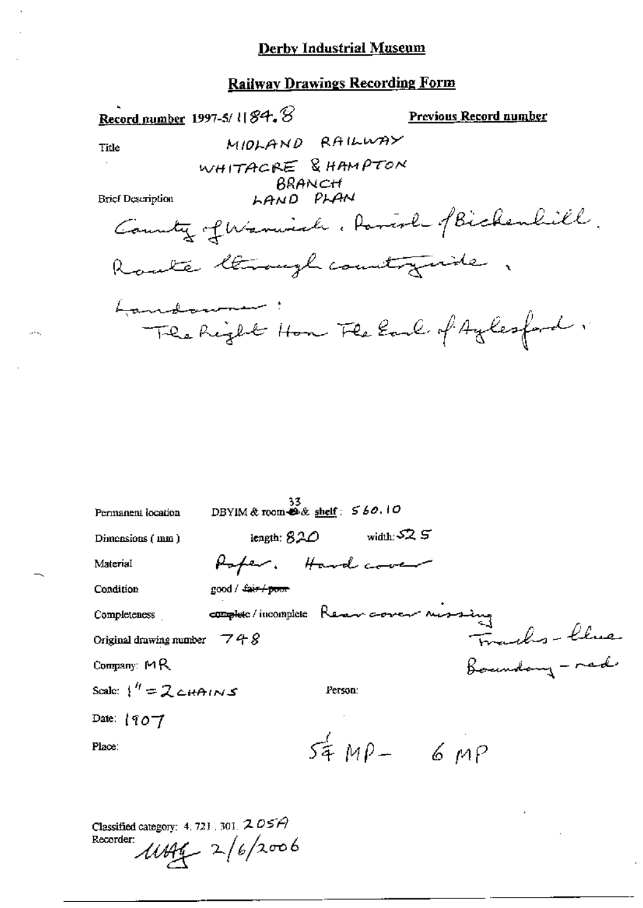**Derby Industrial Museum**

**Railway Drawings Recording Form**

**Record number** 1997-5/ 1184.8

**Previous Record number**

Title: MIDLAND RAILWAY
WHITACRE & HAMPTON BRANCH
LAND PLAN

Brief Description: County of Warwick. Parish of Bickenhill.
Route through countryside.
Landowner:
The Right Hon The Earl of Aylesford.

Permanent location: DBYIM & room 33 & shelf: 560.10

Dimensions (mm): length: 820 width: 525

Material: Paper. Hard cover

Condition: good / ~~fair / poor~~

Completeness: ~~complete~~ / incomplete Rear cover missing

Tracks - blue
Boundary - red

Original drawing number: 748

Company: MR

Scale: 1" = 2 CHAINS

Person:

Date: 1907

Place:

5¼ MP - 6 MP

Classified category: 4.721.301.205A

Recorder: MAG 2/6/2006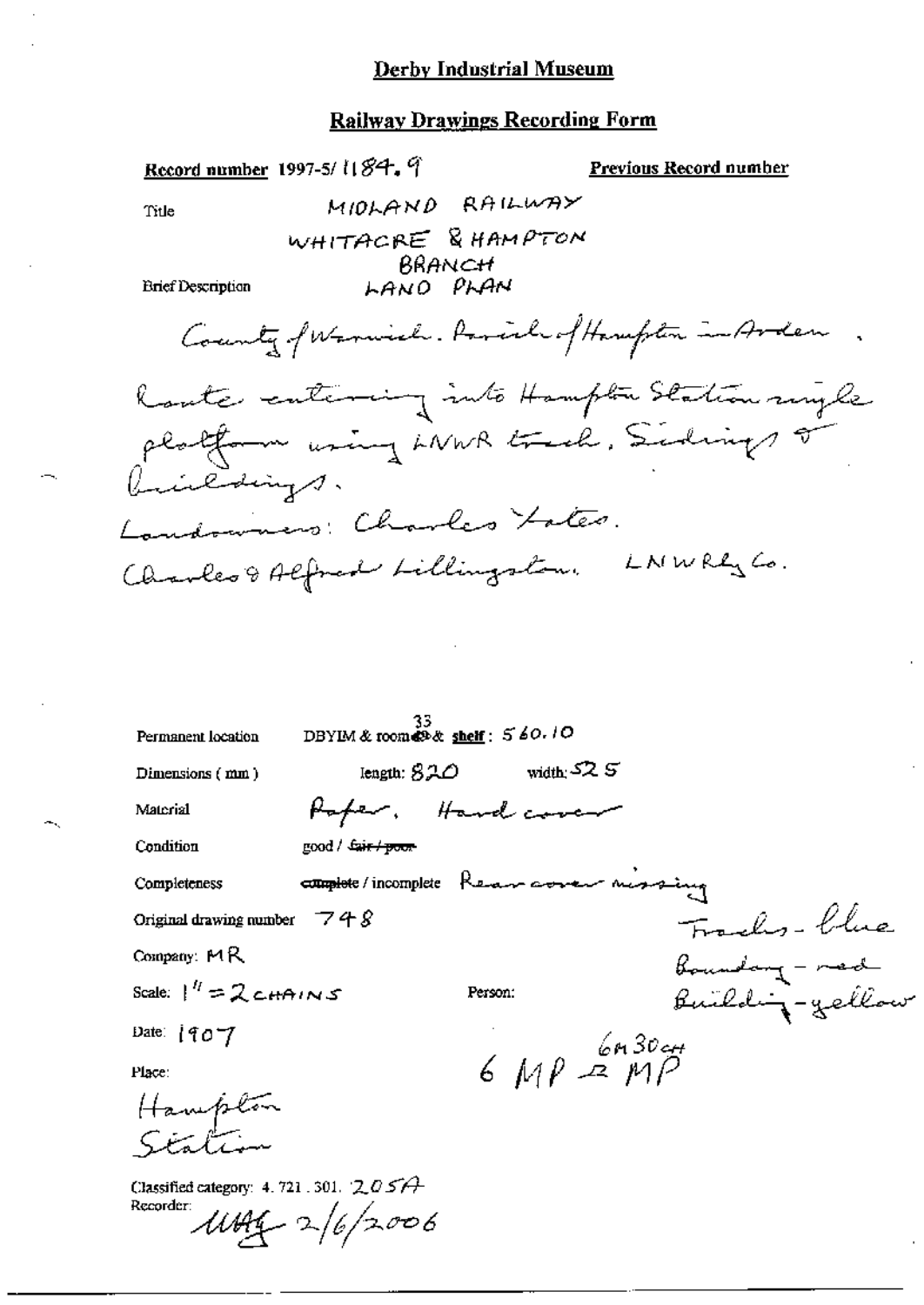**Derby Industrial Museum**

**Railway Drawings Recording Form**

**Record number** 1997-5/ 1184. 9

**Previous Record number**

Title

MIDLAND RAILWAY

WHITACRE & HAMPTON BRANCH

LAND PLAN

Brief Description

County of Warwick. Parish of Hampton in Arden. Route entering into Hampton Station single platform using LNWR track. Sidings & buildings.

Landowners: Charles Yates.

Charles & Alfred Lillingston. LNW Rly Co.

Permanent location: DBYIM & room 33 & **shelf**: 560.10

Dimensions (mm): length: 820 width: 525

Material: Paper. Hard cover

Condition: good / ~~fair / poor~~

Completeness: ~~complete~~ / incomplete Rear cover missing

Original drawing number: 748

Company: MR

Scale: 1" = 2 CHAINS

Person:

Date: 1907

Place:

Hampton Station

Tracks - blue

Boundary - red

Building - yellow

6 MP 2 MP 6M 30CH

Classified category: 4. 721. 301. 205A

Recorder: MAG 2/6/2006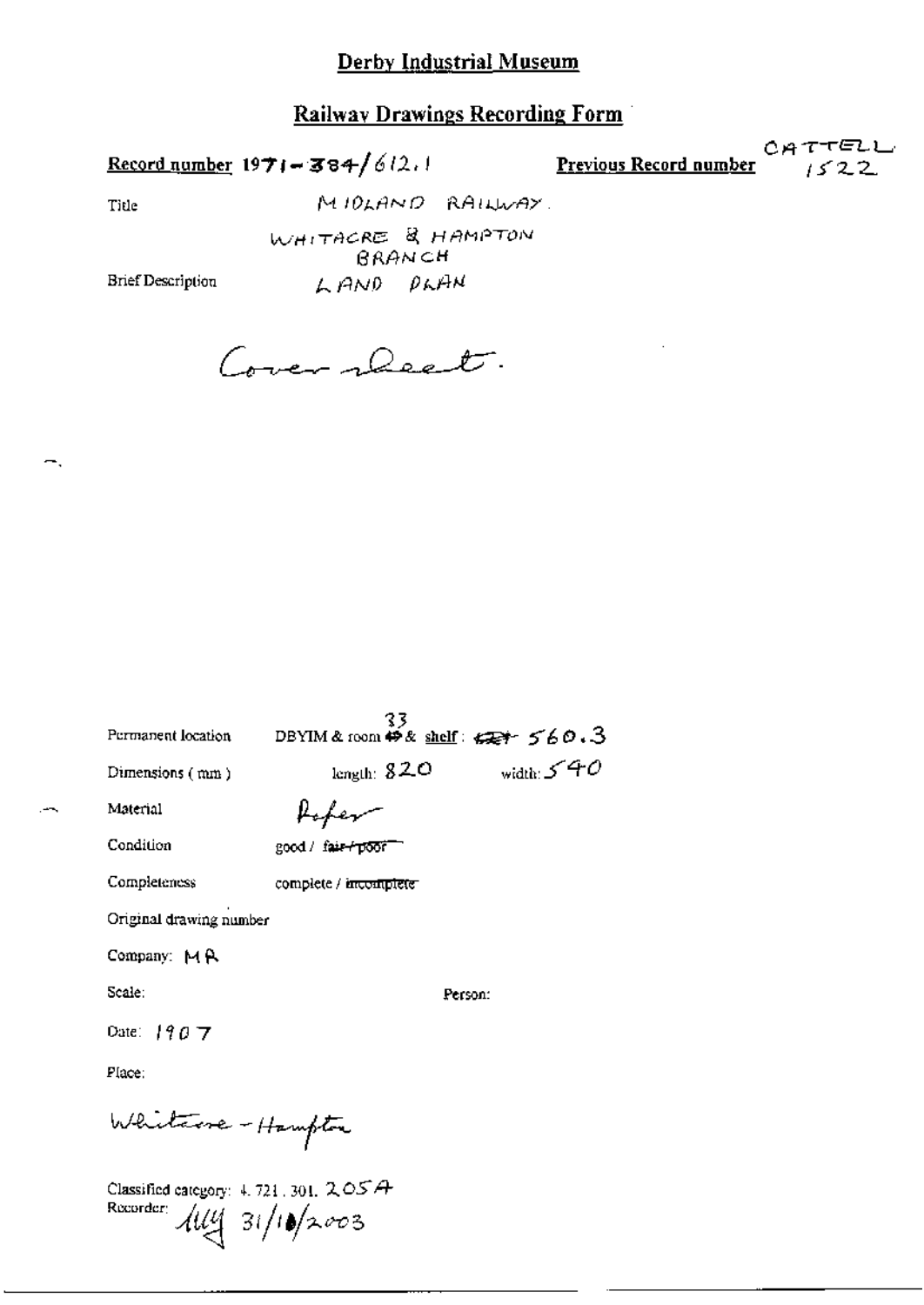# Derby Industrial Museum

## Railway Drawings Recording Form

**Record number** 1971-384/612.1

**Previous Record number** CATTELL 1522

Title: MIDLAND RAILWAY.

WHITACRE & HAMPTON BRANCH

Brief Description: LAND PLAN

Cover sheet.

Permanent location: DBYIM & room ~~49~~ 33 & shelf: ~~421~~ 560.3

Dimensions (mm): length: 820 width: 540

Material: Paper

Condition: good / ~~fair / poor~~

Completeness: complete / ~~incomplete~~

Original drawing number

Company: MR

Scale:

Person:

Date: 1907

Place:

Whitacre - Hampton

Classified category: 4.721.301.205A

Recorder: [signature] 31/10/2003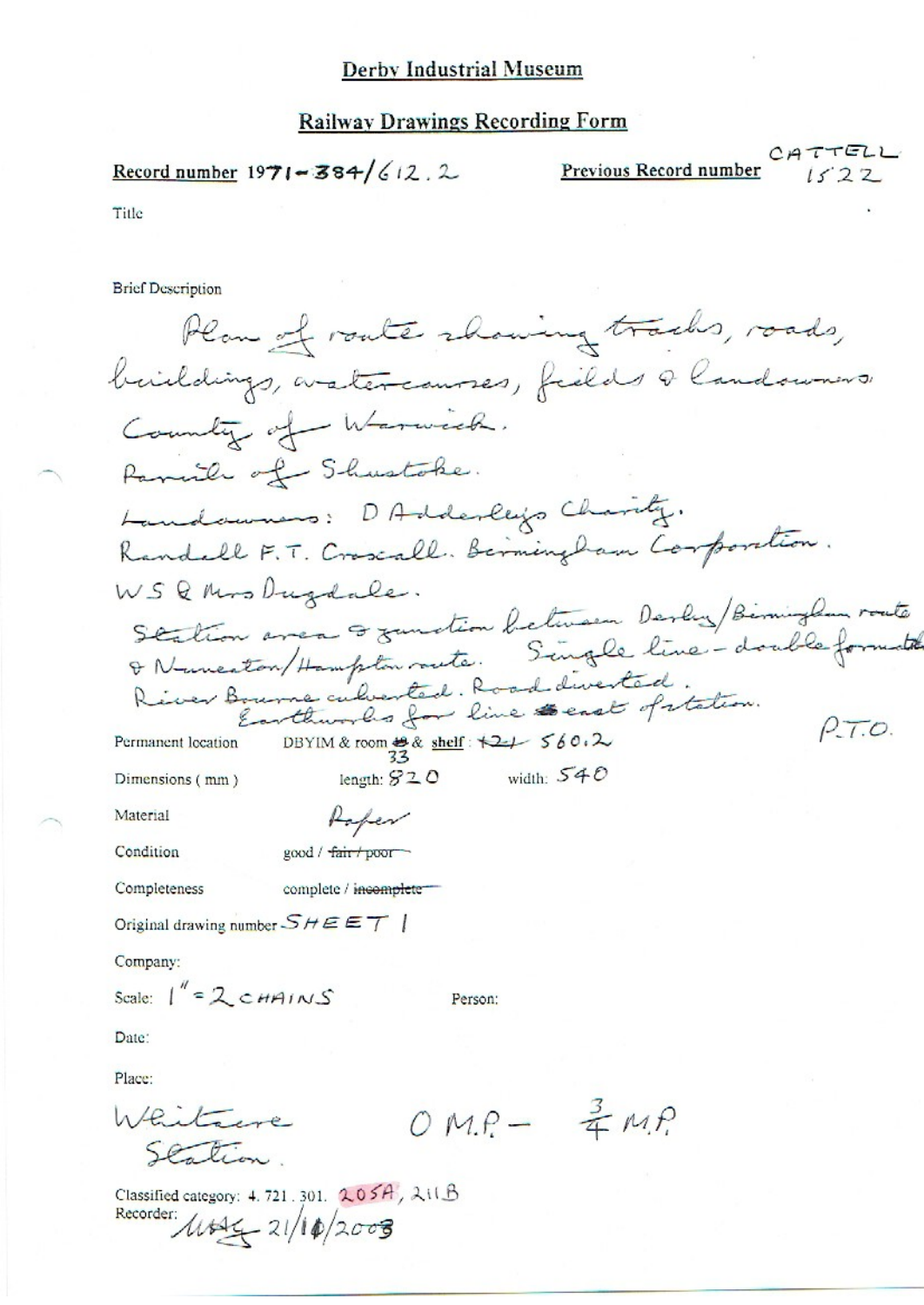# Derby Industrial Museum

## Railway Drawings Recording Form

**Record number** 1971-384/612.2 **Previous Record number** CATTELL 1522

Title

Brief Description

Plan of route showing tracks, roads, buildings, watercourses, fields & landowners.
County of Warwick.
Parish of Shustoke.
Landowners: D Adderley's Charity.
Randall F.T. Croxall. Birmingham Corporation.
WS & Mrs Dugdale.
Station area & junction between Derby/Birmingham route & Nuneaton/Hampton route. Single line - double formation. River Bourne culverted. Road diverted.
Earthworks for line east of station.
P.T.O.

Permanent location DBYIM & room ~~19~~ 33 & shelf: ~~124~~ 560.2

Dimensions (mm) length: 820 width: 540

Material Paper

Condition good / ~~fair / poor~~

Completeness complete / ~~incomplete~~

Original drawing number SHEET 1

Company:

Scale: 1" = 2 CHAINS Person:

Date:

Place:

Whitacre Station. 0 M.P. – ¾ M.P.

Classified category: 4. 721. 301. 205A, 211B

Recorder: MAG 21/10/2003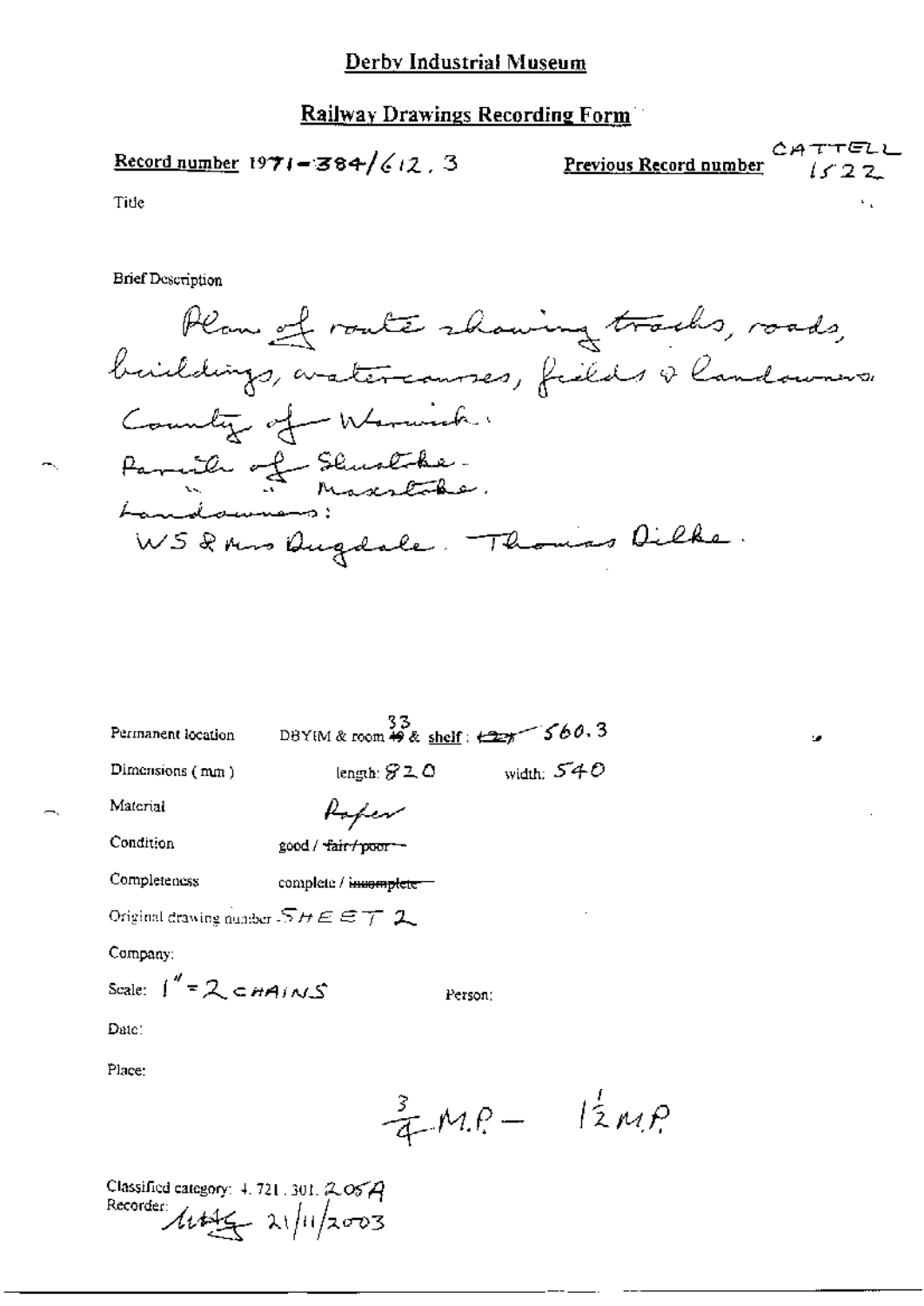# Derby Industrial Museum

## Railway Drawings Recording Form

**Record number** 1971-384/612.3 **Previous Record number** CATTELL 1522

Title

Brief Description

Plan of route showing tracks, roads, buildings, watercourses, fields & landowners.
County of Warwick.
Parish of Shustoke.
" " Maxstoke.
Landowners:
WS & Mrs Dugdale. Thomas Dilke.

Permanent location DBYIM & room ~~49~~ 33 & **shelf**: ~~127~~ 560.3

Dimensions (mm) length: 820 width: 540

Material Paper

Condition good / ~~fair / poor~~

Completeness complete / ~~incomplete~~

Original drawing number SHEET 2

Company:

Scale: 1" = 2 CHAINS Person:

Date:

Place:

$\frac{3}{4}$ M.P. – $1\frac{1}{2}$ M.P.

Classified category: 4.721.301.205A
Recorder: MHG 21/11/2003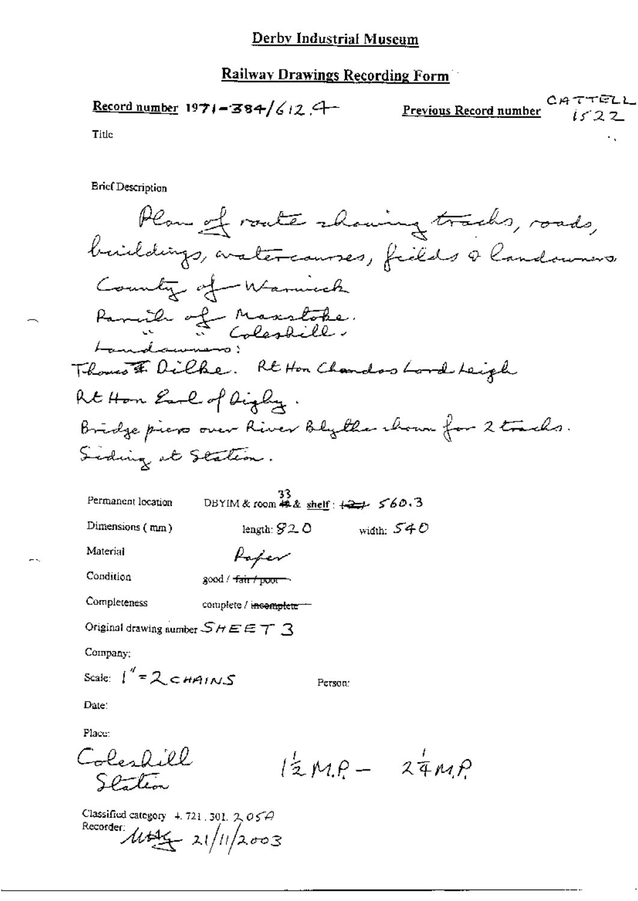# Derby Industrial Museum

## Railway Drawings Recording Form

**Record number** 1971-384/612.4 **Previous Record number** CATTELL 1522

Title

Brief Description

Plan of route showing tracks, roads, buildings, watercourses, fields & landowners.
County of Warwick
Parish of Maxstoke.
" " Coleshill.
Landowners:
Thomas F. Dilke. Rt Hon Chandos Lord Leigh
Rt Hon Earl of Digby.
Bridge piers over River Blythe shown for 2 tracks.
Siding at Station.

Permanent location DBYIM & room 33 & shelf: 560.3

Dimensions (mm) length: 920 width: 540

Material Paper

Condition good / ~~fair / poor~~

Completeness complete / ~~incomplete~~

Original drawing number SHEET 3

Company:

Scale: 1" = 2 CHAINS Person:

Date:

Place:

Coleshill Station $1\frac{1}{2}$ M.P. – $2\frac{1}{4}$ M.P.

Classified category 4.721.301.2.05A
Recorder: MAG 21/11/2003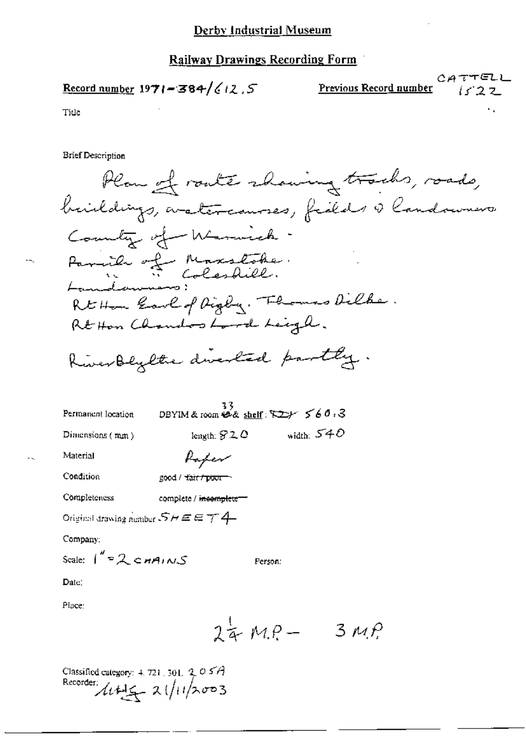# Derby Industrial Museum

## Railway Drawings Recording Form

**Record number** 1971-384/612.5

**Previous Record number** CATTELL 1522

Title

Brief Description

Plan of route showing tracks, roads, buildings, watercourses, fields & landowners
County of Warwick -
Parish of Maxstoke.
" " Coleshill.
Landowners:
Rt Hon Earl of Digby. Thomas Dilke.
Rt Hon Chandos Lord Leigh.

River Blythe diverted partly.

Permanent location: DBYIM & room 33 & shelf: TDY 560.3

Dimensions (mm): length: 820 width: 540

Material: Paper

Condition: good / ~~fair / poor~~

Completeness: complete / ~~incomplete~~

Original drawing number: SHEET 4

Company:

Scale: 1" = 2 CHAINS

Person:

Date:

Place:

$2\frac{1}{4}$ M.P. - 3 M.P.

Classified category: 4.721.301.205A

Recorder: MHG 21/11/2003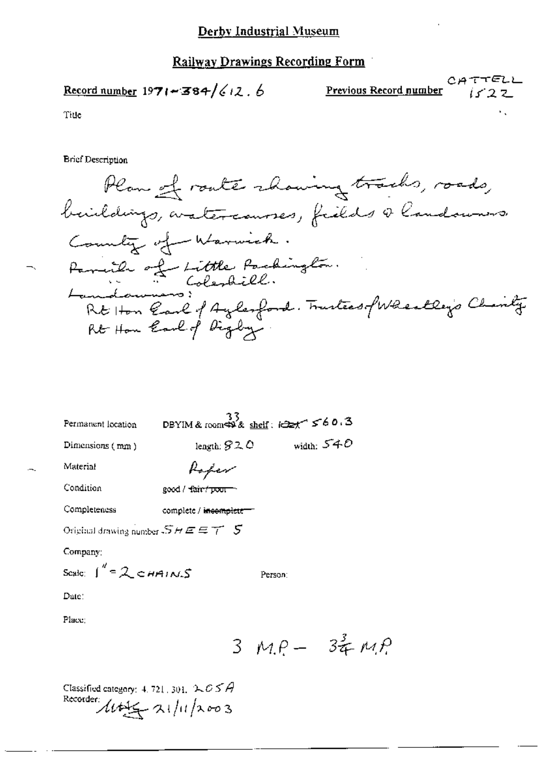# Derby Industrial Museum

## Railway Drawings Recording Form

**Record number** 1971-384/612.6 **Previous Record number** CATTELL 1522

Title

Brief Description

Plan of route showing tracks, roads, buildings, watercourses, fields & landowners.
County of Warwick.
Parish of Little Packington.
" " Coleshill.
Landowners:
Rt Hon Earl of Aylesford. Trustees of Wheatley's Charity
Rt Hon Earl of Digby

Permanent location: DBYIM & room 33 & shelf: ~~1ext~~ 560.3

Dimensions (mm): length: 820 width: 540

Material: Paper

Condition: good / ~~fair / poor~~

Completeness: complete / ~~incomplete~~

Original drawing number: SHEET 5

Company:

Scale: 1" = 2 CHAINS

Person:

Date:

Place:

3 M.P. – $3\frac{3}{4}$ M.P.

Classified category: 4.721.301. 205A
Recorder: MHG 21/11/2003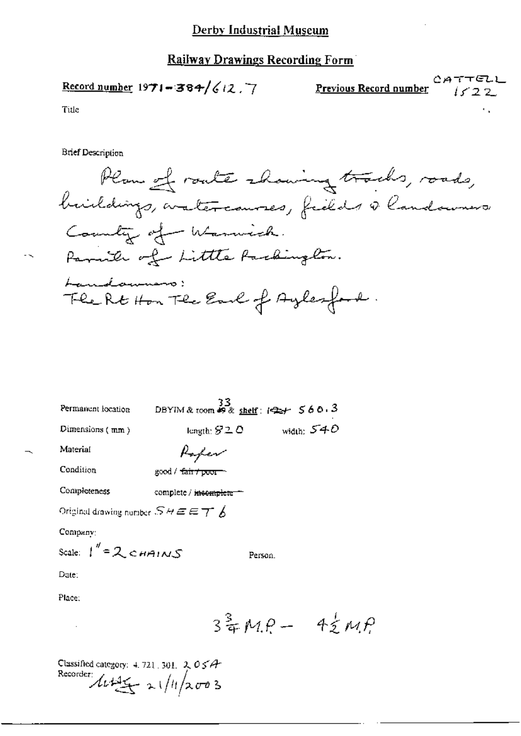# Derby Industrial Museum

## Railway Drawings Recording Form

**Record number** 1971-384/612.7

**Previous Record number** CATTELL 1522

Title

Brief Description

Plan of route showing tracks, roads, buildings, watercourses, fields & landowners.
County of Warwick.
Parish of Little Packington.
Landowners:
The Rt Hon The Earl of Aylesford.

Permanent location DBYIM & room ~~49~~ 33 & shelf: ~~124~~ 560.3

Dimensions (mm) length: 820 width: 540

Material Paper

Condition good / ~~fair / poor~~

Completeness complete / ~~incomplete~~

Original drawing number SHEET 6

Company:

Scale: 1" = 2 CHAINS

Person.

Date:

Place:

$3\frac{3}{4}$ M.P. – $4\frac{1}{2}$ M.P.

Classified category: 4.721.301. 2.05A

Recorder: [signature] 21/11/2003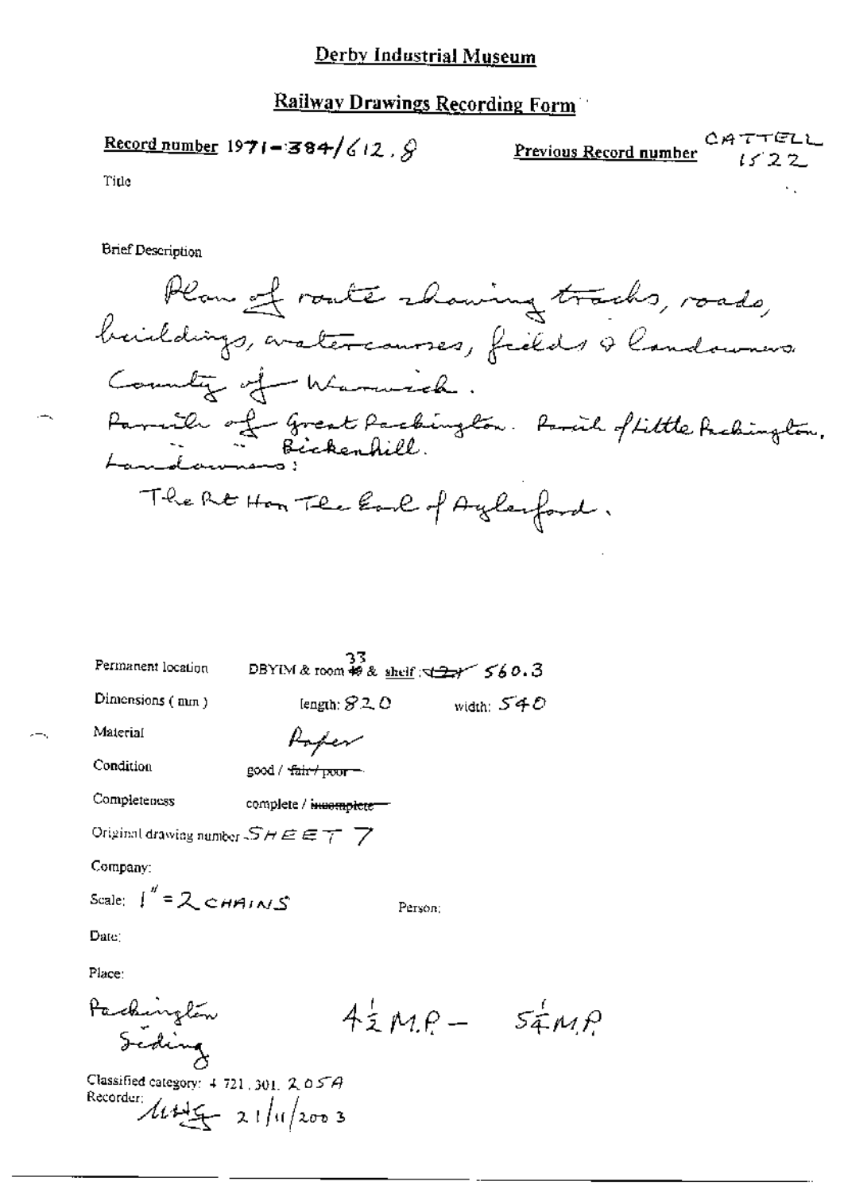# Derby Industrial Museum

## Railway Drawings Recording Form

**Record number** 1971-384/612.8

**Previous Record number** CATTELL 1522

Title

Brief Description

Plan of route showing tracks, roads, buildings, watercourses, fields & landowners.
County of Warwick.
Parish of Great Packington. Parish of Little Packington.
" " Bickenhill.
Landowners:
The Rt Hon The Earl of Aylesford.

Permanent location: DBYIM & room ~~49~~ 33 & shelf: ~~(2)~~ 560.3

Dimensions (mm): length: 820 width: 540

Material: Paper

Condition: good / ~~fair / poor~~

Completeness: complete / ~~incomplete~~

Original drawing number: SHEET 7

Company:

Scale: 1" = 2 CHAINS

Person:

Date:

Place:

Packington Siding

$4\frac{1}{2}$ M.P. – $5\frac{1}{4}$ M.P.

Classified category: 4 721.301.205A

Recorder: MHG 21/11/2003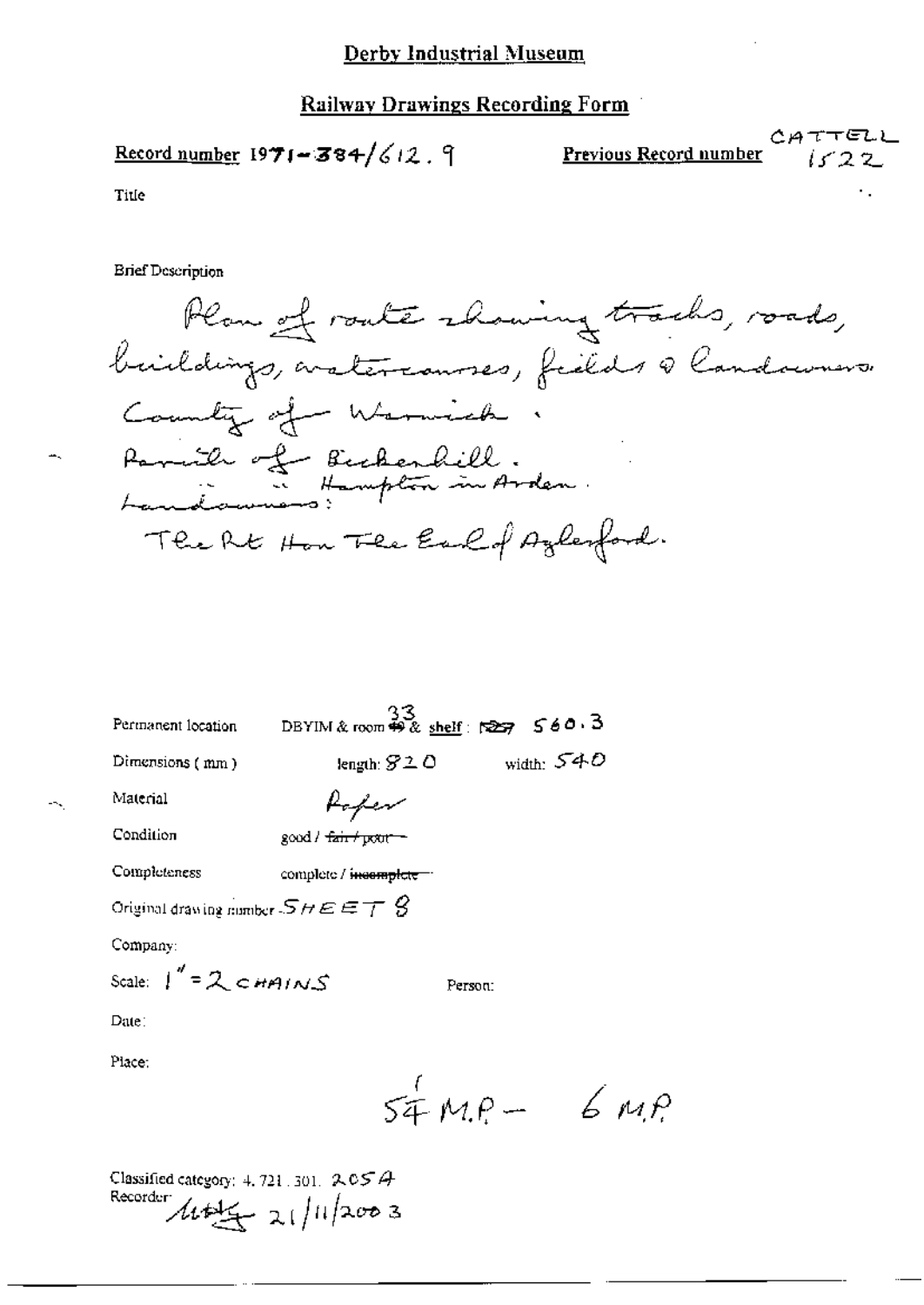# Derby Industrial Museum

## Railway Drawings Recording Form

**Record number** 1971-384/612.9

**Previous Record number** CATTELL 1522

Title

Brief Description

Plan of route showing tracks, roads, buildings, watercourses, fields & landowners.
County of Warwick.
Parish of Bickenhill.
" " Hampton in Arden.
Landowners:
The Rt Hon The Earl of Aylesford.

Permanent location DBYIM & room ~~49~~ 33 & shelf: ~~R27~~ 560.3

Dimensions (mm) length: 820 width: 540

Material Paper

Condition good / ~~fair / poor~~

Completeness complete / ~~incomplete~~

Original drawing number SHEET 8

Company:

Scale: 1" = 2 CHAINS

Person:

Date:

Place:

$5\frac{1}{4}$ M.P. – 6 M.P.

Classified category: 4.721.301. 2054

Recorder: MH 21/11/2003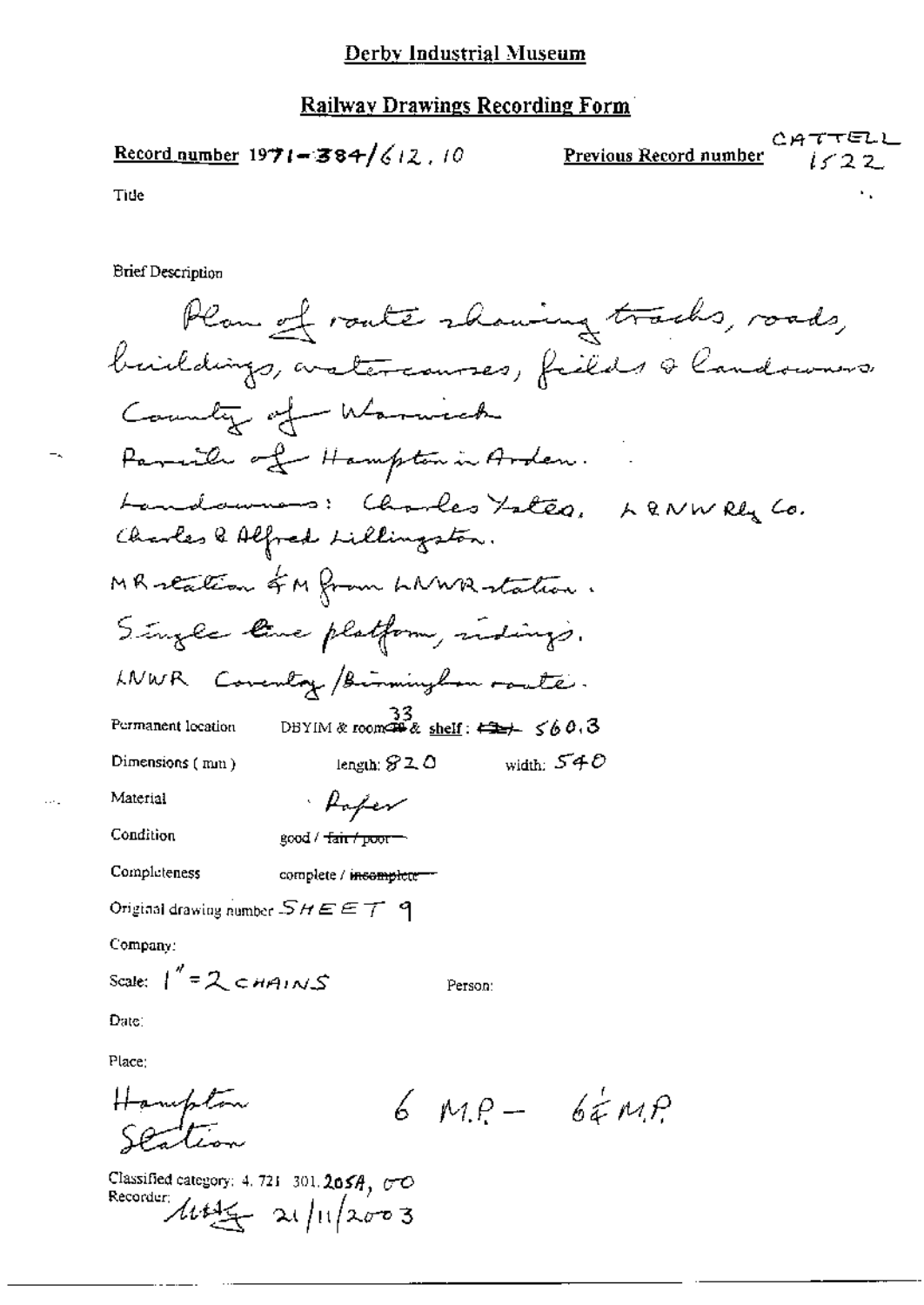# Derby Industrial Museum

## Railway Drawings Recording Form

**Record number** 1971-384/612.10

**Previous Record number** CATTELL 1522

Title

Brief Description

Plan of route showing tracks, roads, buildings, watercourses, fields & landowners.
County of Warwick
Parish of Hampton in Arden.
Landowners: Charles Yates, L&NW Rly Co.
Charles & Alfred Lillingston.
MR station ¾M from LNWR station.
Single line platform, sidings.
LNWR Coventry/Birmingham route.

Permanent location: DBYIM & room 33 & shelf: 560.3

Dimensions (mm): length: 820 width: 540

Material: Paper

Condition: good / ~~fair / poor~~

Completeness: complete / ~~incomplete~~

Original drawing number: SHEET 9

Company:

Scale: 1" = 2 CHAINS

Person:

Date:

Place:

Hampton Station

6 M.P. – 6¼ M.P.

Classified category: 4.721 301.205A, OO

Recorder: [signature] 21/11/2003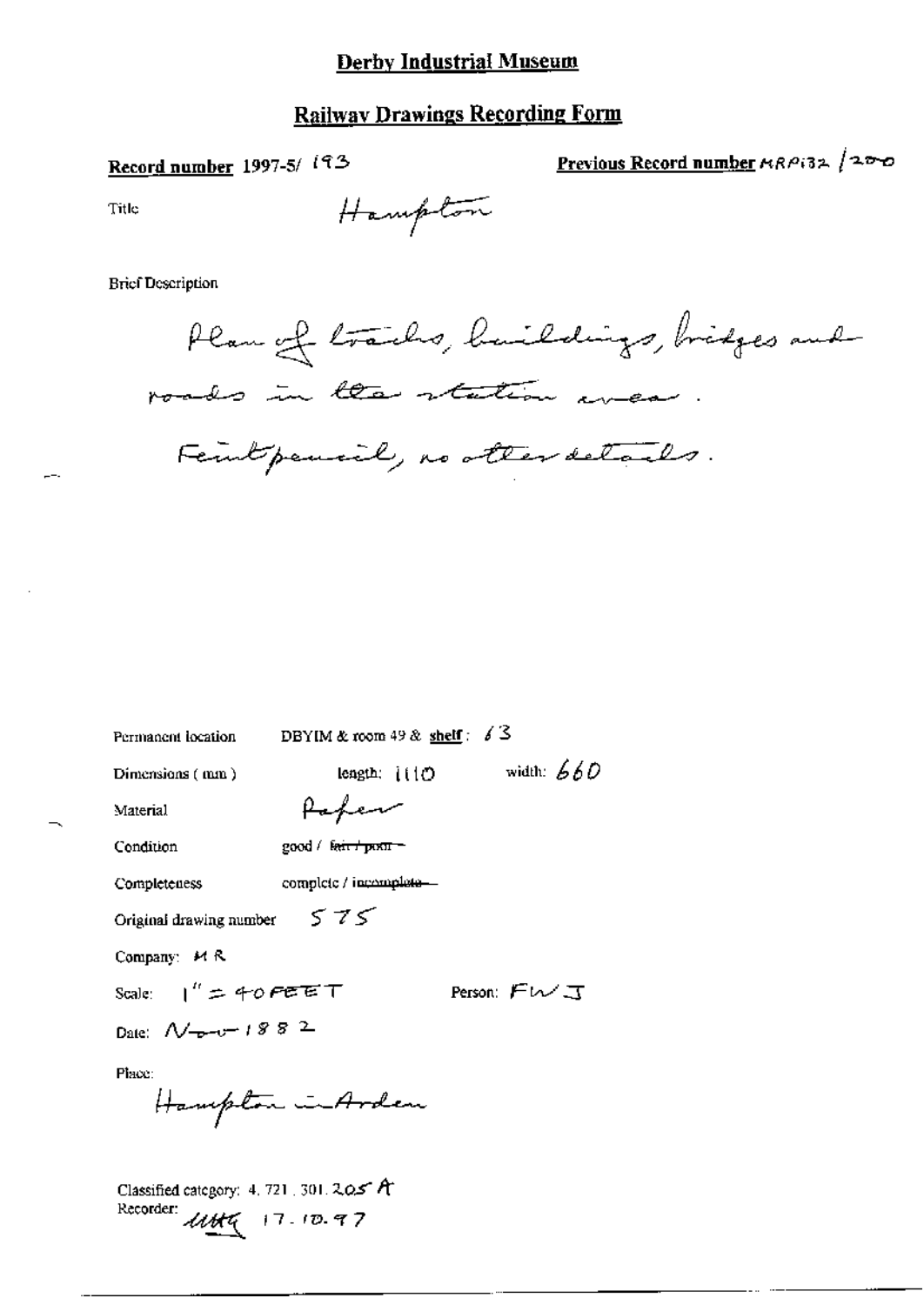# Derby Industrial Museum

## Railway Drawings Recording Form

**Record number** 1997-5/ 193

**Previous Record number** MRP132 /200

Title: Hampton

Brief Description

Plan of tracks, buildings, bridges and roads in the station area.

Feint pencil, no other details.

Permanent location: DBYIM & room 49 & **shelf**: 63

Dimensions (mm): length: 1110 width: 660

Material: Paper

Condition: good / ~~fair / poor~~

Completeness: complete / ~~incomplete~~

Original drawing number: 575

Company: MR

Scale: 1" = 40 FEET

Person: FWJ

Date: Nov 1882

Place:

Hampton in Arden

Classified category: 4. 721. 301. 205 A

Recorder: uttg 17.10.97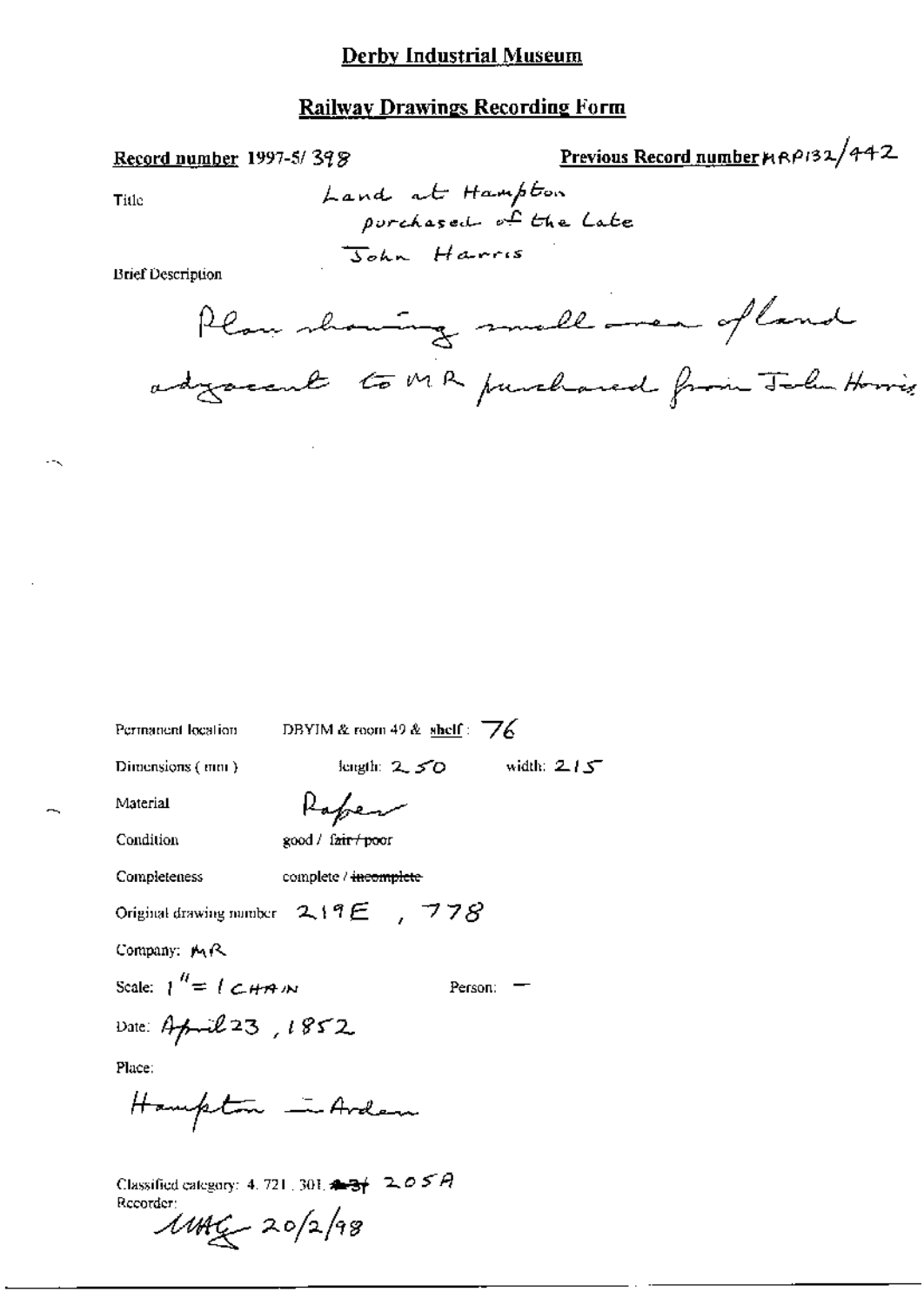# Derby Industrial Museum

## Railway Drawings Recording Form

**Record number** 1997-5/ 398

**Previous Record number** MRP132/442

Title: Land at Hampton purchased of the Late John Harris

Brief Description:

Plan showing small area of land adjacent to MR purchased from John Harris

Permanent location: DBYIM & room 49 & shelf: 76

Dimensions (mm): length: 250 width: 215

Material: Paper

Condition: good / ~~fair / poor~~

Completeness: complete / ~~incomplete~~

Original drawing number: 219E, 778

Company: MR

Scale: 1" = 1 CHAIN

Person: —

Date: April 23, 1852

Place:

Hampton in Arden

Classified category: 4. 721. 301. ~~231~~ 205A

Recorder: MAG 20/2/98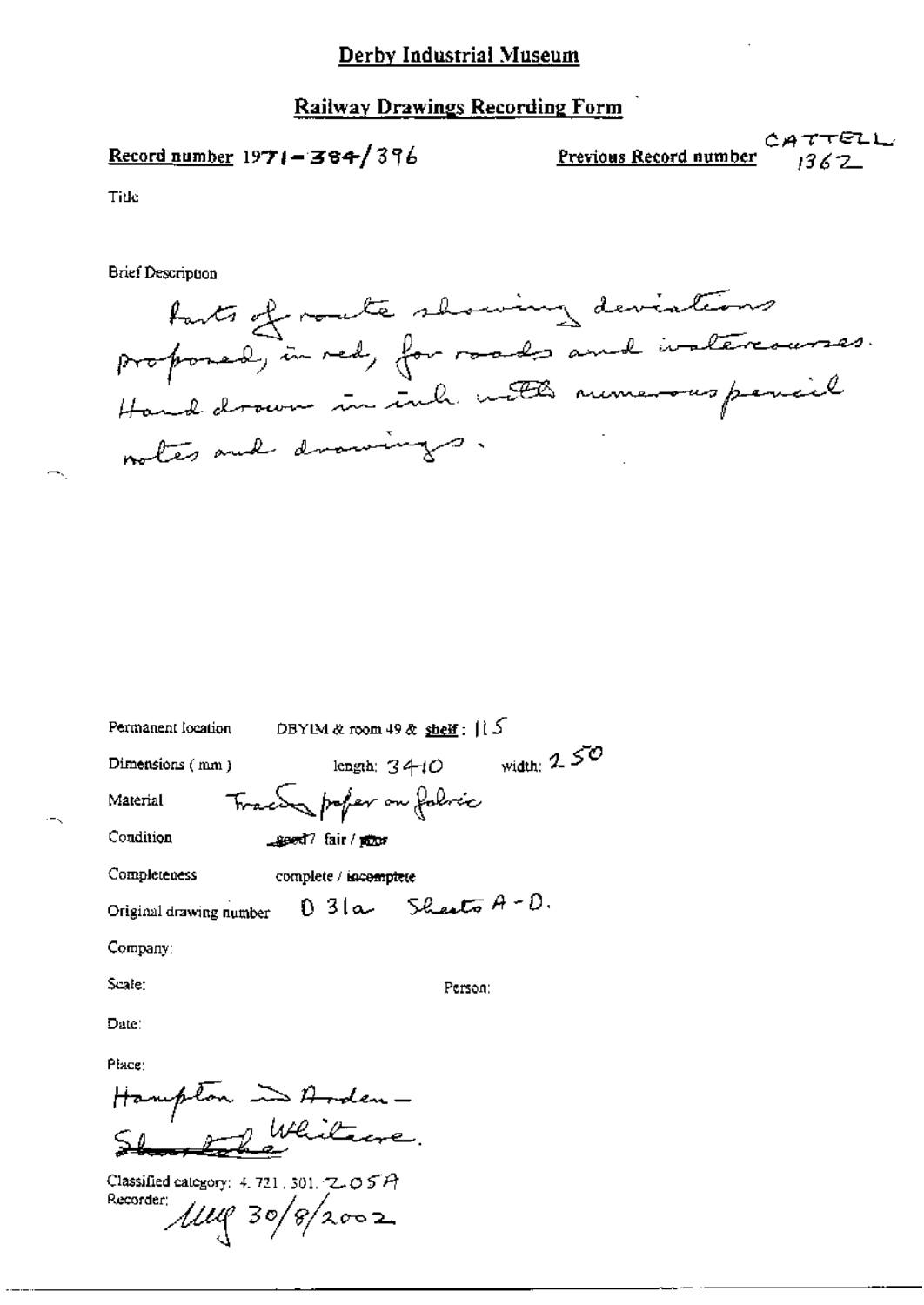## Derby Industrial Museum

### Railway Drawings Recording Form

**Record number** 1971-384/396

**Previous Record number** CATTELL 1362

Title

Brief Description

Parts of route showing deviations proposed, in red, for roads and watercourses. Hand drawn in ink with numerous pencil notes and drawings.

Permanent location DBYIM & room 49 & **shelf**: 115

Dimensions (mm) length: 3410 width: 250

Material Tracing paper on fabric

Condition ~~good~~? fair / ~~poor~~

Completeness complete / ~~incomplete~~

Original drawing number D 31a Sheets A-D.

Company:

Scale: Person:

Date:

Place:

Hampton in Arden – ~~Shustoke~~ Whitacre.

Classified category: 4.721.301. 205A

Recorder: MW 30/8/2002